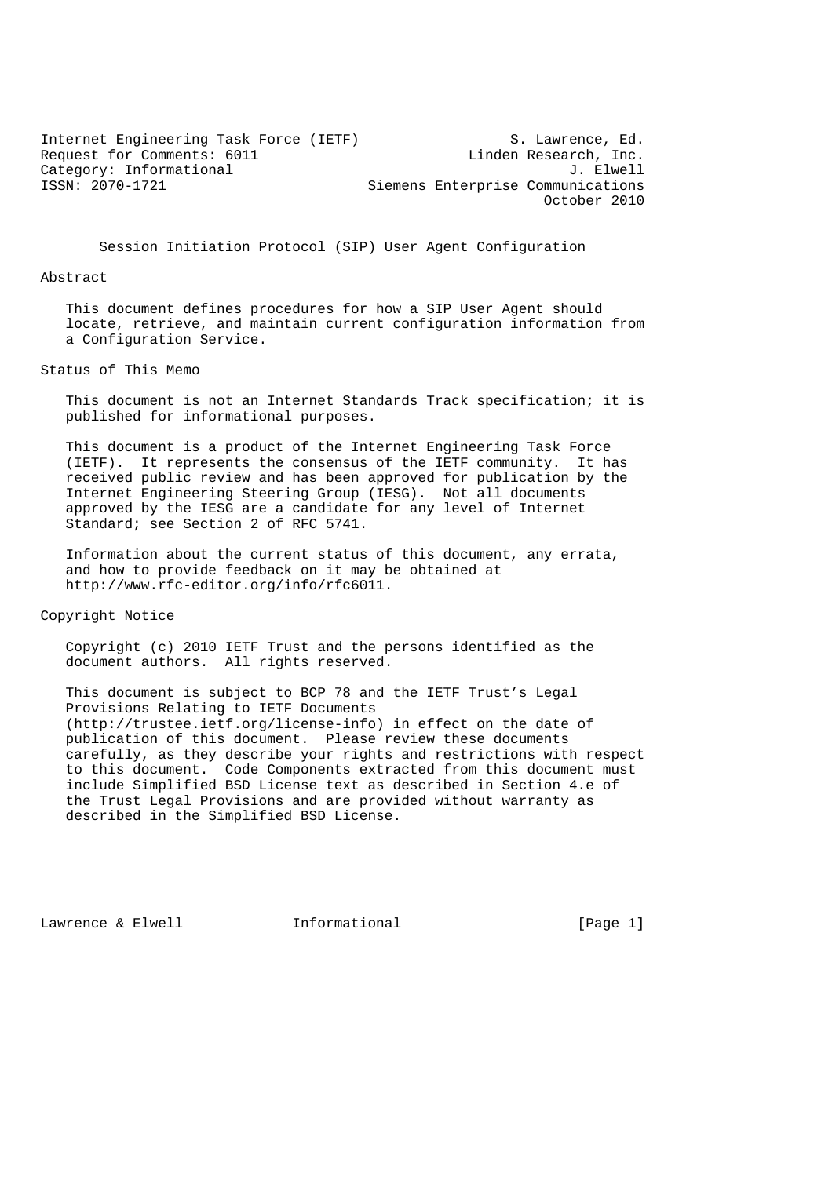Internet Engineering Task Force (IETF)  
Request for Comments: 6011  
Category: Informational  
ISSN: 2070-1721

S. Lawrence, Ed.  
Linden Research, Inc.  
J. Elwell  
Siemens Enterprise Communications  
October 2010

# Session Initiation Protocol (SIP) User Agent Configuration

## Abstract

This document defines procedures for how a SIP User Agent should locate, retrieve, and maintain current configuration information from a Configuration Service.

## Status of This Memo

This document is not an Internet Standards Track specification; it is published for informational purposes.

This document is a product of the Internet Engineering Task Force (IETF). It represents the consensus of the IETF community. It has received public review and has been approved for publication by the Internet Engineering Steering Group (IESG). Not all documents approved by the IESG are a candidate for any level of Internet Standard; see Section 2 of RFC 5741.

Information about the current status of this document, any errata, and how to provide feedback on it may be obtained at http://www.rfc-editor.org/info/rfc6011.

## Copyright Notice

Copyright (c) 2010 IETF Trust and the persons identified as the document authors. All rights reserved.

This document is subject to BCP 78 and the IETF Trust's Legal Provisions Relating to IETF Documents (http://trustee.ietf.org/license-info) in effect on the date of publication of this document. Please review these documents carefully, as they describe your rights and restrictions with respect to this document. Code Components extracted from this document must include Simplified BSD License text as described in Section 4.e of the Trust Legal Provisions and are provided without warranty as described in the Simplified BSD License.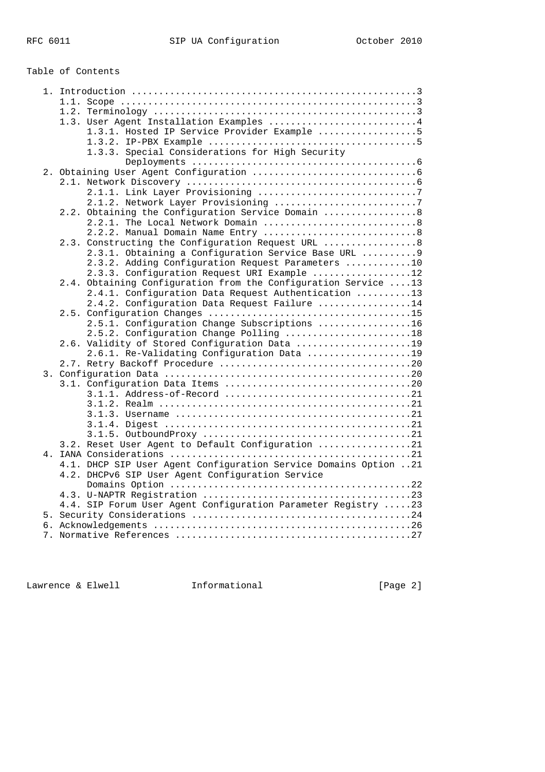Table of Contents

```
   1. Introduction ....................................................3
      1.1. Scope ......................................................3
      1.2. Terminology ................................................3
      1.3. User Agent Installation Examples ...........................4
           1.3.1. Hosted IP Service Provider Example ..................5
           1.3.2. IP-PBX Example ......................................5
           1.3.3. Special Considerations for High Security
                  Deployments .........................................6
   2. Obtaining User Agent Configuration ..............................6
      2.1. Network Discovery ..........................................6
           2.1.1. Link Layer Provisioning .............................7
           2.1.2. Network Layer Provisioning ..........................7
      2.2. Obtaining the Configuration Service Domain .................8
           2.2.1. The Local Network Domain ............................8
           2.2.2. Manual Domain Name Entry ............................8
      2.3. Constructing the Configuration Request URL .................8
           2.3.1. Obtaining a Configuration Service Base URL ..........9
           2.3.2. Adding Configuration Request Parameters ............10
           2.3.3. Configuration Request URI Example ..................12
      2.4. Obtaining Configuration from the Configuration Service ....13
           2.4.1. Configuration Data Request Authentication ..........13
           2.4.2. Configuration Data Request Failure .................14
      2.5. Configuration Changes .....................................15
           2.5.1. Configuration Change Subscriptions .................16
           2.5.2. Configuration Change Polling .......................18
      2.6. Validity of Stored Configuration Data .....................19
           2.6.1. Re-Validating Configuration Data ...................19
      2.7. Retry Backoff Procedure ...................................20
   3. Configuration Data .............................................20
      3.1. Configuration Data Items ..................................20
           3.1.1. Address-of-Record ..................................21
           3.1.2. Realm ..............................................21
           3.1.3. Username ...........................................21
           3.1.4. Digest .............................................21
           3.1.5. OutboundProxy ......................................21
      3.2. Reset User Agent to Default Configuration .................21
   4. IANA Considerations ............................................21
      4.1. DHCP SIP User Agent Configuration Service Domains Option ..21
      4.2. DHCPv6 SIP User Agent Configuration Service
           Domains Option ............................................22
      4.3. U-NAPTR Registration ......................................23
      4.4. SIP Forum User Agent Configuration Parameter Registry .....23
   5. Security Considerations ........................................24
   6. Acknowledgements ...............................................26
   7. Normative References ...........................................27
```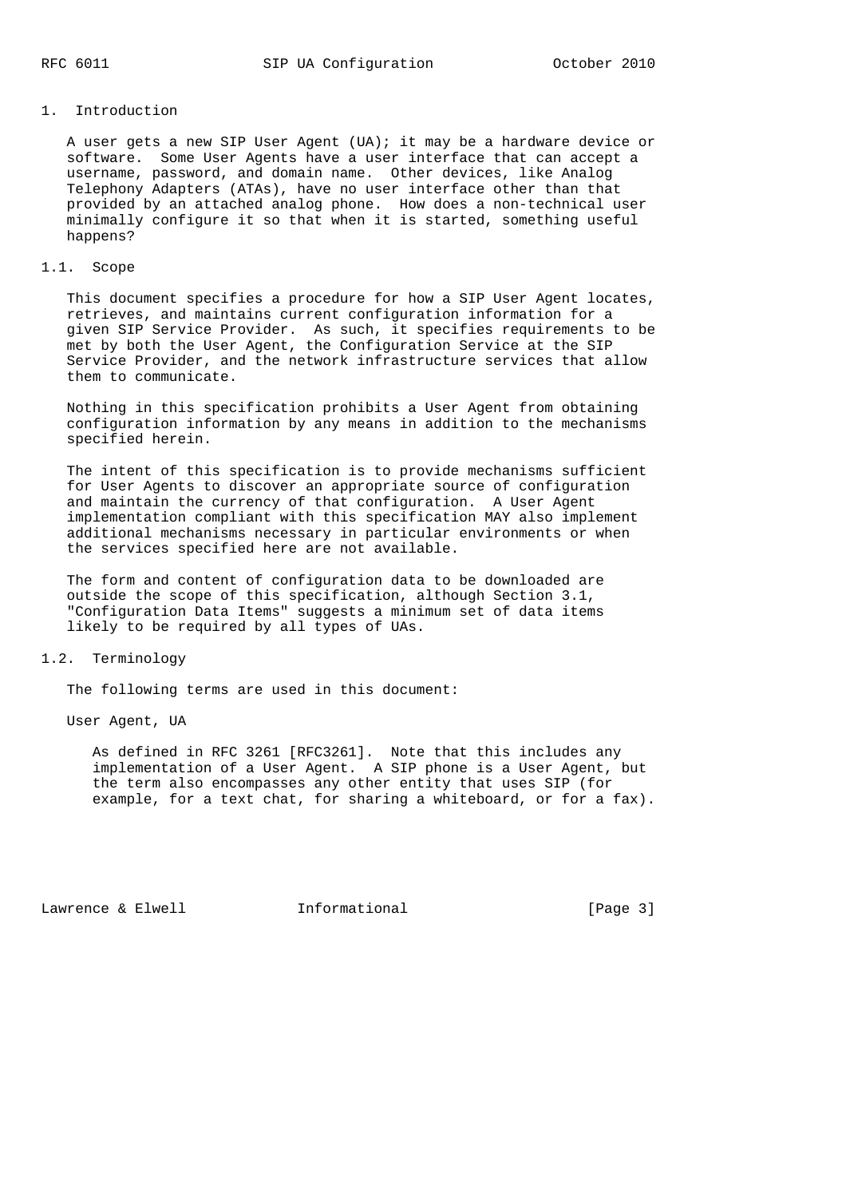## 1. Introduction

A user gets a new SIP User Agent (UA); it may be a hardware device or software. Some User Agents have a user interface that can accept a username, password, and domain name. Other devices, like Analog Telephony Adapters (ATAs), have no user interface other than that provided by an attached analog phone. How does a non-technical user minimally configure it so that when it is started, something useful happens?

### 1.1. Scope

This document specifies a procedure for how a SIP User Agent locates, retrieves, and maintains current configuration information for a given SIP Service Provider. As such, it specifies requirements to be met by both the User Agent, the Configuration Service at the SIP Service Provider, and the network infrastructure services that allow them to communicate.

Nothing in this specification prohibits a User Agent from obtaining configuration information by any means in addition to the mechanisms specified herein.

The intent of this specification is to provide mechanisms sufficient for User Agents to discover an appropriate source of configuration and maintain the currency of that configuration. A User Agent implementation compliant with this specification MAY also implement additional mechanisms necessary in particular environments or when the services specified here are not available.

The form and content of configuration data to be downloaded are outside the scope of this specification, although Section 3.1, "Configuration Data Items" suggests a minimum set of data items likely to be required by all types of UAs.

### 1.2. Terminology

The following terms are used in this document:

User Agent, UA

> As defined in RFC 3261 [RFC3261]. Note that this includes any implementation of a User Agent. A SIP phone is a User Agent, but the term also encompasses any other entity that uses SIP (for example, for a text chat, for sharing a whiteboard, or for a fax).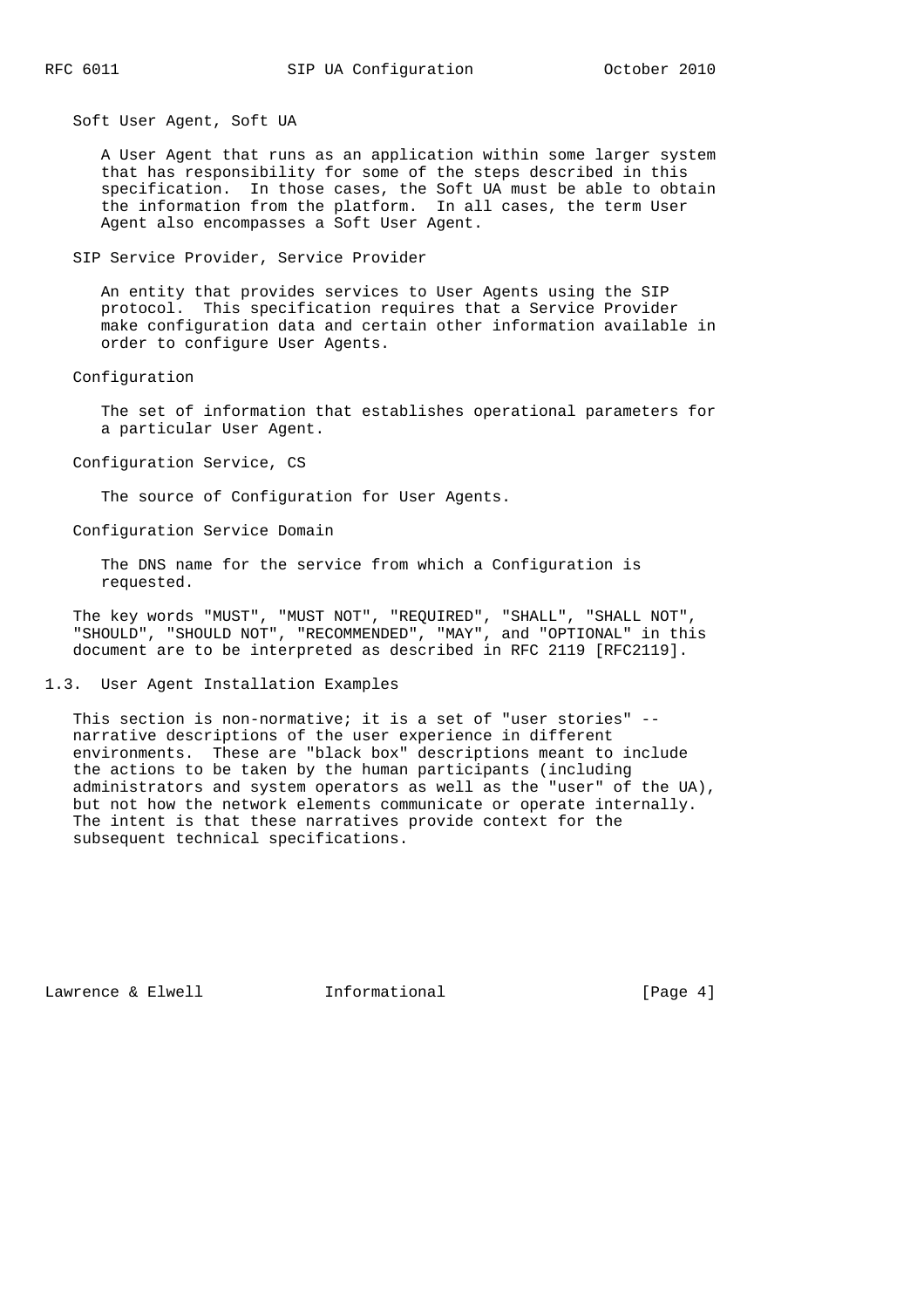Soft User Agent, Soft UA

A User Agent that runs as an application within some larger system that has responsibility for some of the steps described in this specification. In those cases, the Soft UA must be able to obtain the information from the platform. In all cases, the term User Agent also encompasses a Soft User Agent.

SIP Service Provider, Service Provider

An entity that provides services to User Agents using the SIP protocol. This specification requires that a Service Provider make configuration data and certain other information available in order to configure User Agents.

Configuration

The set of information that establishes operational parameters for a particular User Agent.

Configuration Service, CS

The source of Configuration for User Agents.

Configuration Service Domain

The DNS name for the service from which a Configuration is requested.

The key words "MUST", "MUST NOT", "REQUIRED", "SHALL", "SHALL NOT", "SHOULD", "SHOULD NOT", "RECOMMENDED", "MAY", and "OPTIONAL" in this document are to be interpreted as described in RFC 2119 [RFC2119].

### 1.3. User Agent Installation Examples

This section is non-normative; it is a set of "user stories" -- narrative descriptions of the user experience in different environments. These are "black box" descriptions meant to include the actions to be taken by the human participants (including administrators and system operators as well as the "user" of the UA), but not how the network elements communicate or operate internally. The intent is that these narratives provide context for the subsequent technical specifications.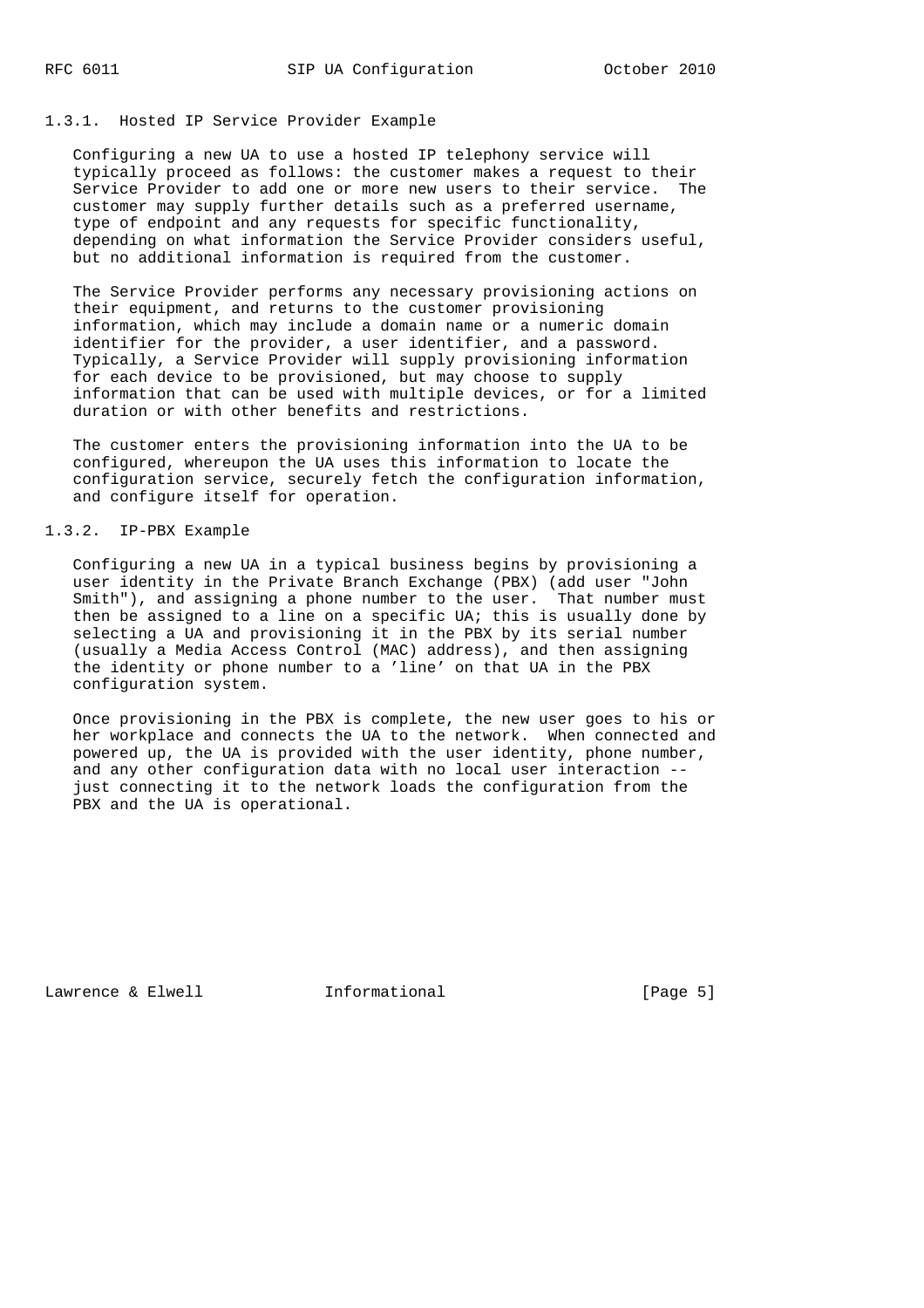### 1.3.1. Hosted IP Service Provider Example

Configuring a new UA to use a hosted IP telephony service will typically proceed as follows: the customer makes a request to their Service Provider to add one or more new users to their service. The customer may supply further details such as a preferred username, type of endpoint and any requests for specific functionality, depending on what information the Service Provider considers useful, but no additional information is required from the customer.

The Service Provider performs any necessary provisioning actions on their equipment, and returns to the customer provisioning information, which may include a domain name or a numeric domain identifier for the provider, a user identifier, and a password. Typically, a Service Provider will supply provisioning information for each device to be provisioned, but may choose to supply information that can be used with multiple devices, or for a limited duration or with other benefits and restrictions.

The customer enters the provisioning information into the UA to be configured, whereupon the UA uses this information to locate the configuration service, securely fetch the configuration information, and configure itself for operation.

### 1.3.2. IP-PBX Example

Configuring a new UA in a typical business begins by provisioning a user identity in the Private Branch Exchange (PBX) (add user "John Smith"), and assigning a phone number to the user. That number must then be assigned to a line on a specific UA; this is usually done by selecting a UA and provisioning it in the PBX by its serial number (usually a Media Access Control (MAC) address), and then assigning the identity or phone number to a 'line' on that UA in the PBX configuration system.

Once provisioning in the PBX is complete, the new user goes to his or her workplace and connects the UA to the network. When connected and powered up, the UA is provided with the user identity, phone number, and any other configuration data with no local user interaction -- just connecting it to the network loads the configuration from the PBX and the UA is operational.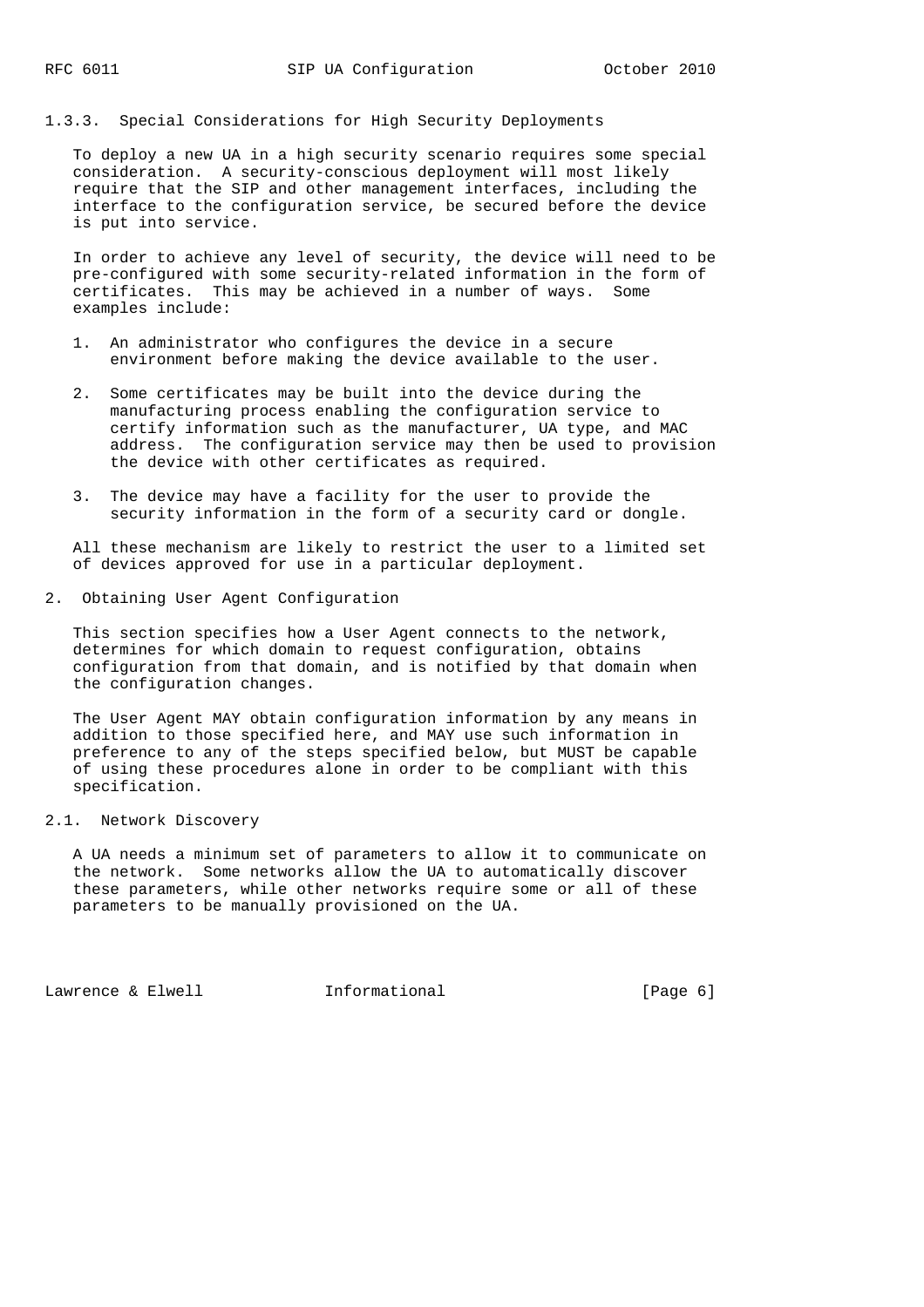### 1.3.3. Special Considerations for High Security Deployments

To deploy a new UA in a high security scenario requires some special consideration. A security-conscious deployment will most likely require that the SIP and other management interfaces, including the interface to the configuration service, be secured before the device is put into service.

In order to achieve any level of security, the device will need to be pre-configured with some security-related information in the form of certificates. This may be achieved in a number of ways. Some examples include:

1. An administrator who configures the device in a secure environment before making the device available to the user.

2. Some certificates may be built into the device during the manufacturing process enabling the configuration service to certify information such as the manufacturer, UA type, and MAC address. The configuration service may then be used to provision the device with other certificates as required.

3. The device may have a facility for the user to provide the security information in the form of a security card or dongle.

All these mechanism are likely to restrict the user to a limited set of devices approved for use in a particular deployment.

## 2. Obtaining User Agent Configuration

This section specifies how a User Agent connects to the network, determines for which domain to request configuration, obtains configuration from that domain, and is notified by that domain when the configuration changes.

The User Agent MAY obtain configuration information by any means in addition to those specified here, and MAY use such information in preference to any of the steps specified below, but MUST be capable of using these procedures alone in order to be compliant with this specification.

### 2.1. Network Discovery

A UA needs a minimum set of parameters to allow it to communicate on the network. Some networks allow the UA to automatically discover these parameters, while other networks require some or all of these parameters to be manually provisioned on the UA.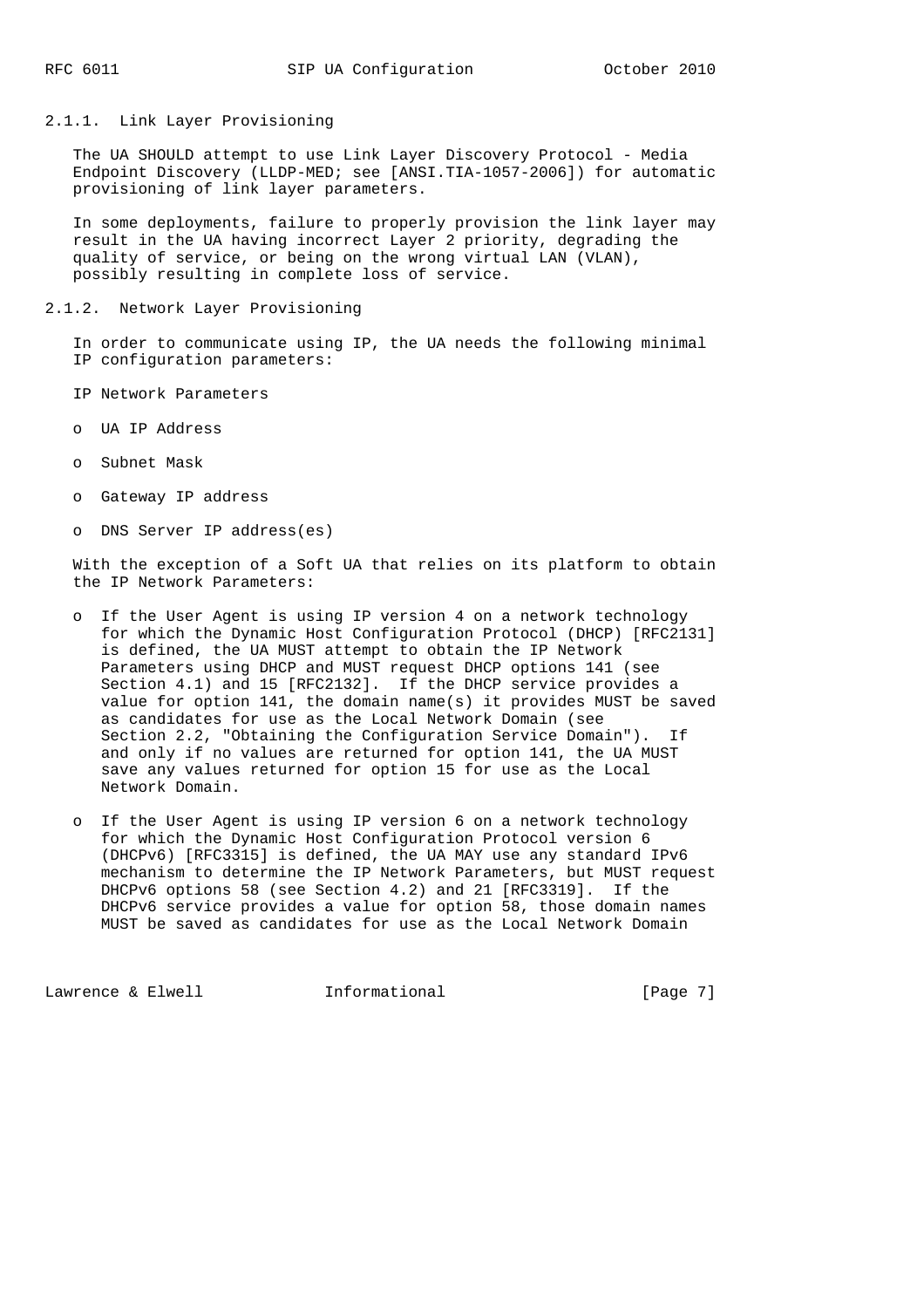### 2.1.1. Link Layer Provisioning

The UA SHOULD attempt to use Link Layer Discovery Protocol - Media Endpoint Discovery (LLDP-MED; see [ANSI.TIA-1057-2006]) for automatic provisioning of link layer parameters.

In some deployments, failure to properly provision the link layer may result in the UA having incorrect Layer 2 priority, degrading the quality of service, or being on the wrong virtual LAN (VLAN), possibly resulting in complete loss of service.

### 2.1.2. Network Layer Provisioning

In order to communicate using IP, the UA needs the following minimal IP configuration parameters:

IP Network Parameters

- UA IP Address
- Subnet Mask
- Gateway IP address
- DNS Server IP address(es)

With the exception of a Soft UA that relies on its platform to obtain the IP Network Parameters:

- If the User Agent is using IP version 4 on a network technology for which the Dynamic Host Configuration Protocol (DHCP) [RFC2131] is defined, the UA MUST attempt to obtain the IP Network Parameters using DHCP and MUST request DHCP options 141 (see Section 4.1) and 15 [RFC2132]. If the DHCP service provides a value for option 141, the domain name(s) it provides MUST be saved as candidates for use as the Local Network Domain (see Section 2.2, "Obtaining the Configuration Service Domain"). If and only if no values are returned for option 141, the UA MUST save any values returned for option 15 for use as the Local Network Domain.

- If the User Agent is using IP version 6 on a network technology for which the Dynamic Host Configuration Protocol version 6 (DHCPv6) [RFC3315] is defined, the UA MAY use any standard IPv6 mechanism to determine the IP Network Parameters, but MUST request DHCPv6 options 58 (see Section 4.2) and 21 [RFC3319]. If the DHCPv6 service provides a value for option 58, those domain names MUST be saved as candidates for use as the Local Network Domain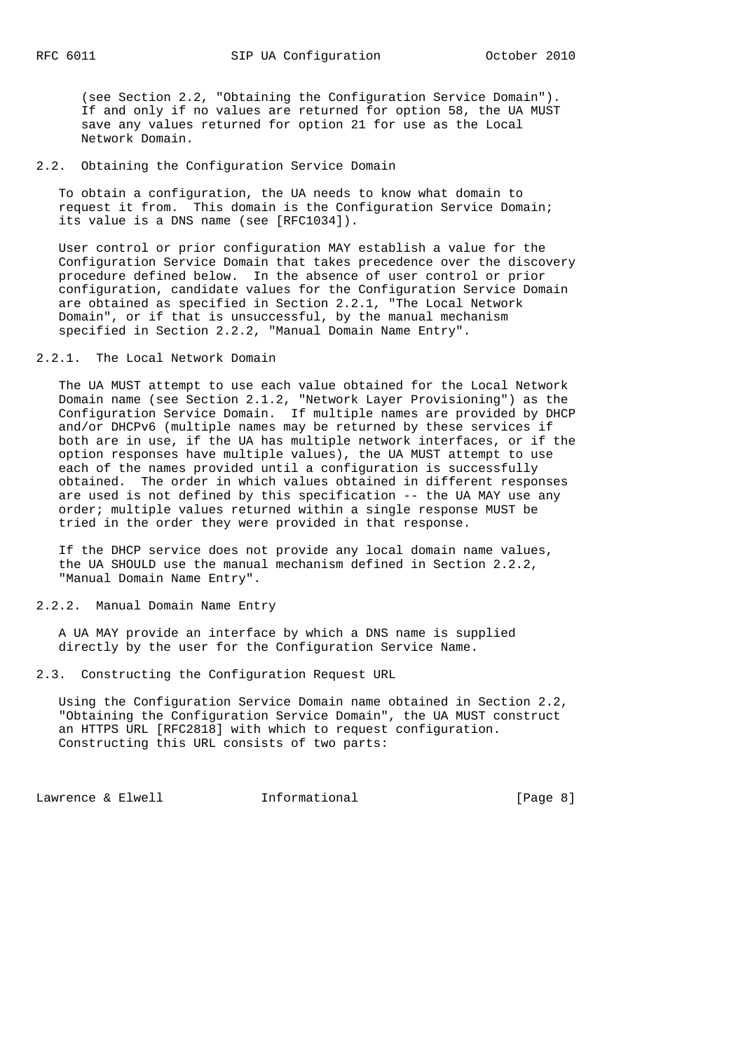(see Section 2.2, "Obtaining the Configuration Service Domain"). If and only if no values are returned for option 58, the UA MUST save any values returned for option 21 for use as the Local Network Domain.

### 2.2. Obtaining the Configuration Service Domain

To obtain a configuration, the UA needs to know what domain to request it from. This domain is the Configuration Service Domain; its value is a DNS name (see [RFC1034]).

User control or prior configuration MAY establish a value for the Configuration Service Domain that takes precedence over the discovery procedure defined below. In the absence of user control or prior configuration, candidate values for the Configuration Service Domain are obtained as specified in Section 2.2.1, "The Local Network Domain", or if that is unsuccessful, by the manual mechanism specified in Section 2.2.2, "Manual Domain Name Entry".

#### 2.2.1. The Local Network Domain

The UA MUST attempt to use each value obtained for the Local Network Domain name (see Section 2.1.2, "Network Layer Provisioning") as the Configuration Service Domain. If multiple names are provided by DHCP and/or DHCPv6 (multiple names may be returned by these services if both are in use, if the UA has multiple network interfaces, or if the option responses have multiple values), the UA MUST attempt to use each of the names provided until a configuration is successfully obtained. The order in which values obtained in different responses are used is not defined by this specification -- the UA MAY use any order; multiple values returned within a single response MUST be tried in the order they were provided in that response.

If the DHCP service does not provide any local domain name values, the UA SHOULD use the manual mechanism defined in Section 2.2.2, "Manual Domain Name Entry".

#### 2.2.2. Manual Domain Name Entry

A UA MAY provide an interface by which a DNS name is supplied directly by the user for the Configuration Service Name.

### 2.3. Constructing the Configuration Request URL

Using the Configuration Service Domain name obtained in Section 2.2, "Obtaining the Configuration Service Domain", the UA MUST construct an HTTPS URL [RFC2818] with which to request configuration. Constructing this URL consists of two parts: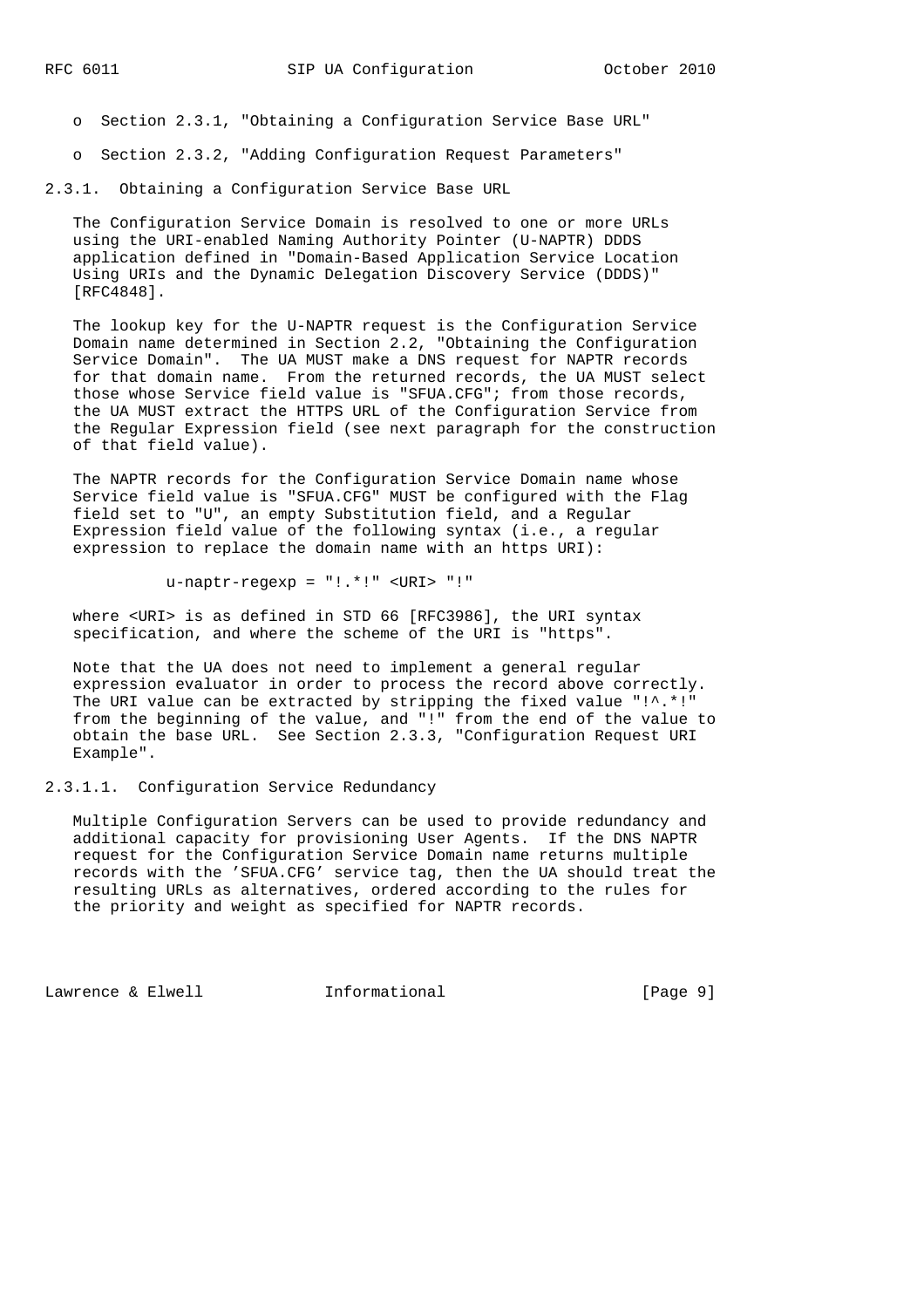- Section 2.3.1, "Obtaining a Configuration Service Base URL"

- Section 2.3.2, "Adding Configuration Request Parameters"

### 2.3.1. Obtaining a Configuration Service Base URL

The Configuration Service Domain is resolved to one or more URLs using the URI-enabled Naming Authority Pointer (U-NAPTR) DDDS application defined in "Domain-Based Application Service Location Using URIs and the Dynamic Delegation Discovery Service (DDDS)" [RFC4848].

The lookup key for the U-NAPTR request is the Configuration Service Domain name determined in Section 2.2, "Obtaining the Configuration Service Domain". The UA MUST make a DNS request for NAPTR records for that domain name. From the returned records, the UA MUST select those whose Service field value is "SFUA.CFG"; from those records, the UA MUST extract the HTTPS URL of the Configuration Service from the Regular Expression field (see next paragraph for the construction of that field value).

The NAPTR records for the Configuration Service Domain name whose Service field value is "SFUA.CFG" MUST be configured with the Flag field set to "U", an empty Substitution field, and a Regular Expression field value of the following syntax (i.e., a regular expression to replace the domain name with an https URI):

```
u-naptr-regexp = "!.*!" <URI> "!"
```

where <URI> is as defined in STD 66 [RFC3986], the URI syntax specification, and where the scheme of the URI is "https".

Note that the UA does not need to implement a general regular expression evaluator in order to process the record above correctly. The URI value can be extracted by stripping the fixed value "!^.*!" from the beginning of the value, and "!" from the end of the value to obtain the base URL. See Section 2.3.3, "Configuration Request URI Example".

#### 2.3.1.1. Configuration Service Redundancy

Multiple Configuration Servers can be used to provide redundancy and additional capacity for provisioning User Agents. If the DNS NAPTR request for the Configuration Service Domain name returns multiple records with the 'SFUA.CFG' service tag, then the UA should treat the resulting URLs as alternatives, ordered according to the rules for the priority and weight as specified for NAPTR records.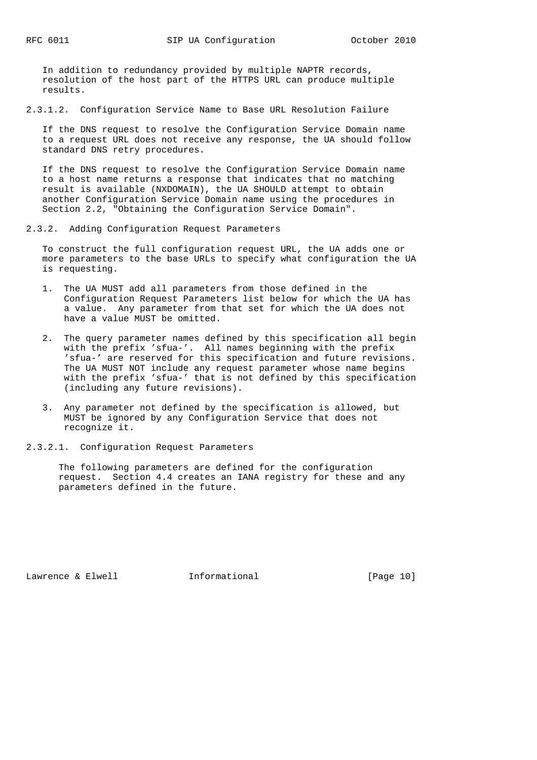In addition to redundancy provided by multiple NAPTR records, resolution of the host part of the HTTPS URL can produce multiple results.

#### 2.3.1.2. Configuration Service Name to Base URL Resolution Failure

If the DNS request to resolve the Configuration Service Domain name to a request URL does not receive any response, the UA should follow standard DNS retry procedures.

If the DNS request to resolve the Configuration Service Domain name to a host name returns a response that indicates that no matching result is available (NXDOMAIN), the UA SHOULD attempt to obtain another Configuration Service Domain name using the procedures in Section 2.2, "Obtaining the Configuration Service Domain".

### 2.3.2. Adding Configuration Request Parameters

To construct the full configuration request URL, the UA adds one or more parameters to the base URLs to specify what configuration the UA is requesting.

1. The UA MUST add all parameters from those defined in the Configuration Request Parameters list below for which the UA has a value. Any parameter from that set for which the UA does not have a value MUST be omitted.

2. The query parameter names defined by this specification all begin with the prefix 'sfua-'. All names beginning with the prefix 'sfua-' are reserved for this specification and future revisions. The UA MUST NOT include any request parameter whose name begins with the prefix 'sfua-' that is not defined by this specification (including any future revisions).

3. Any parameter not defined by the specification is allowed, but MUST be ignored by any Configuration Service that does not recognize it.

#### 2.3.2.1. Configuration Request Parameters

The following parameters are defined for the configuration request. Section 4.4 creates an IANA registry for these and any parameters defined in the future.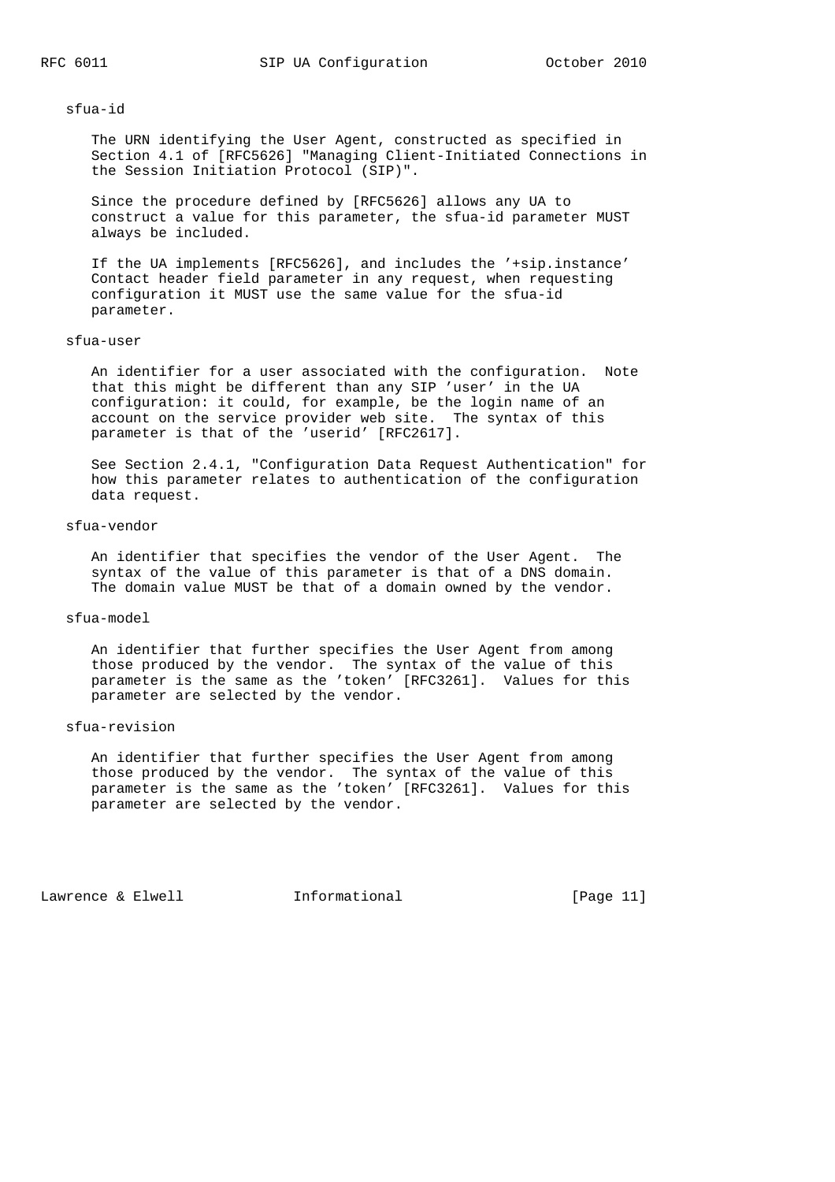sfua-id

The URN identifying the User Agent, constructed as specified in Section 4.1 of [RFC5626] "Managing Client-Initiated Connections in the Session Initiation Protocol (SIP)".

Since the procedure defined by [RFC5626] allows any UA to construct a value for this parameter, the sfua-id parameter MUST always be included.

If the UA implements [RFC5626], and includes the '+sip.instance' Contact header field parameter in any request, when requesting configuration it MUST use the same value for the sfua-id parameter.

sfua-user

An identifier for a user associated with the configuration. Note that this might be different than any SIP 'user' in the UA configuration: it could, for example, be the login name of an account on the service provider web site. The syntax of this parameter is that of the 'userid' [RFC2617].

See Section 2.4.1, "Configuration Data Request Authentication" for how this parameter relates to authentication of the configuration data request.

sfua-vendor

An identifier that specifies the vendor of the User Agent. The syntax of the value of this parameter is that of a DNS domain. The domain value MUST be that of a domain owned by the vendor.

sfua-model

An identifier that further specifies the User Agent from among those produced by the vendor. The syntax of the value of this parameter is the same as the 'token' [RFC3261]. Values for this parameter are selected by the vendor.

sfua-revision

An identifier that further specifies the User Agent from among those produced by the vendor. The syntax of the value of this parameter is the same as the 'token' [RFC3261]. Values for this parameter are selected by the vendor.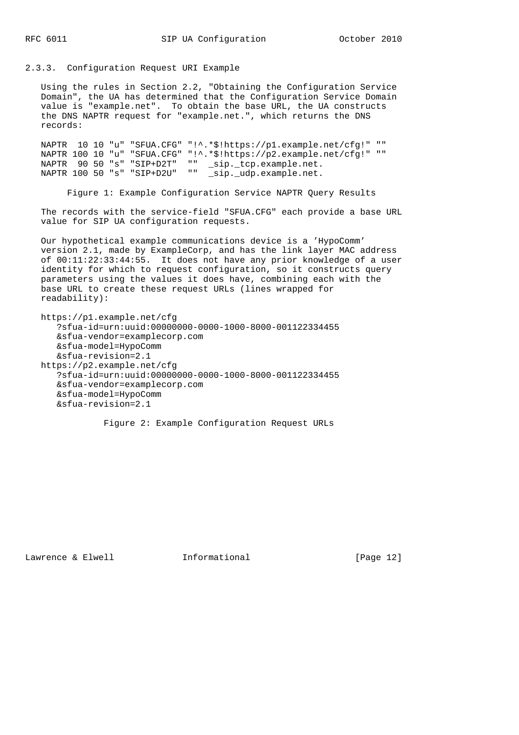### 2.3.3. Configuration Request URI Example

Using the rules in Section 2.2, "Obtaining the Configuration Service Domain", the UA has determined that the Configuration Service Domain value is "example.net". To obtain the base URL, the UA constructs the DNS NAPTR request for "example.net.", which returns the DNS records:

```
NAPTR  10 10 "u" "SFUA.CFG" "!^.*$!https://p1.example.net/cfg!" ""
NAPTR 100 10 "u" "SFUA.CFG" "!^.*$!https://p2.example.net/cfg!" ""
NAPTR  90 50 "s" "SIP+D2T"  ""  _sip._tcp.example.net.
NAPTR 100 50 "s" "SIP+D2U"  ""  _sip._udp.example.net.
```

Figure 1: Example Configuration Service NAPTR Query Results

The records with the service-field "SFUA.CFG" each provide a base URL value for SIP UA configuration requests.

Our hypothetical example communications device is a 'HypoComm' version 2.1, made by ExampleCorp, and has the link layer MAC address of 00:11:22:33:44:55. It does not have any prior knowledge of a user identity for which to request configuration, so it constructs query parameters using the values it does have, combining each with the base URL to create these request URLs (lines wrapped for readability):

```
https://p1.example.net/cfg
   ?sfua-id=urn:uuid:00000000-0000-1000-8000-001122334455
   &sfua-vendor=examplecorp.com
   &sfua-model=HypoComm
   &sfua-revision=2.1
https://p2.example.net/cfg
   ?sfua-id=urn:uuid:00000000-0000-1000-8000-001122334455
   &sfua-vendor=examplecorp.com
   &sfua-model=HypoComm
   &sfua-revision=2.1
```

Figure 2: Example Configuration Request URLs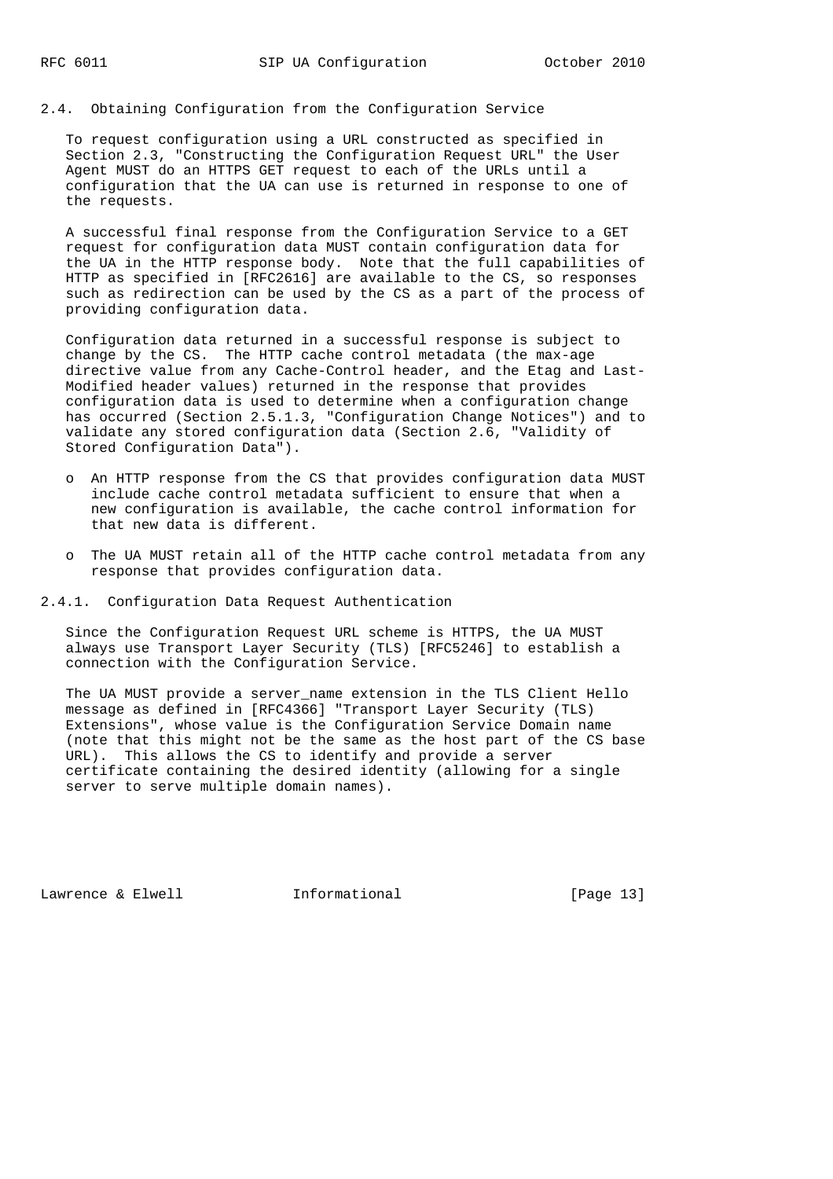### 2.4. Obtaining Configuration from the Configuration Service

To request configuration using a URL constructed as specified in Section 2.3, "Constructing the Configuration Request URL" the User Agent MUST do an HTTPS GET request to each of the URLs until a configuration that the UA can use is returned in response to one of the requests.

A successful final response from the Configuration Service to a GET request for configuration data MUST contain configuration data for the UA in the HTTP response body. Note that the full capabilities of HTTP as specified in [RFC2616] are available to the CS, so responses such as redirection can be used by the CS as a part of the process of providing configuration data.

Configuration data returned in a successful response is subject to change by the CS. The HTTP cache control metadata (the max-age directive value from any Cache-Control header, and the Etag and Last-Modified header values) returned in the response that provides configuration data is used to determine when a configuration change has occurred (Section 2.5.1.3, "Configuration Change Notices") and to validate any stored configuration data (Section 2.6, "Validity of Stored Configuration Data").

- An HTTP response from the CS that provides configuration data MUST include cache control metadata sufficient to ensure that when a new configuration is available, the cache control information for that new data is different.

- The UA MUST retain all of the HTTP cache control metadata from any response that provides configuration data.

#### 2.4.1. Configuration Data Request Authentication

Since the Configuration Request URL scheme is HTTPS, the UA MUST always use Transport Layer Security (TLS) [RFC5246] to establish a connection with the Configuration Service.

The UA MUST provide a server_name extension in the TLS Client Hello message as defined in [RFC4366] "Transport Layer Security (TLS) Extensions", whose value is the Configuration Service Domain name (note that this might not be the same as the host part of the CS base URL). This allows the CS to identify and provide a server certificate containing the desired identity (allowing for a single server to serve multiple domain names).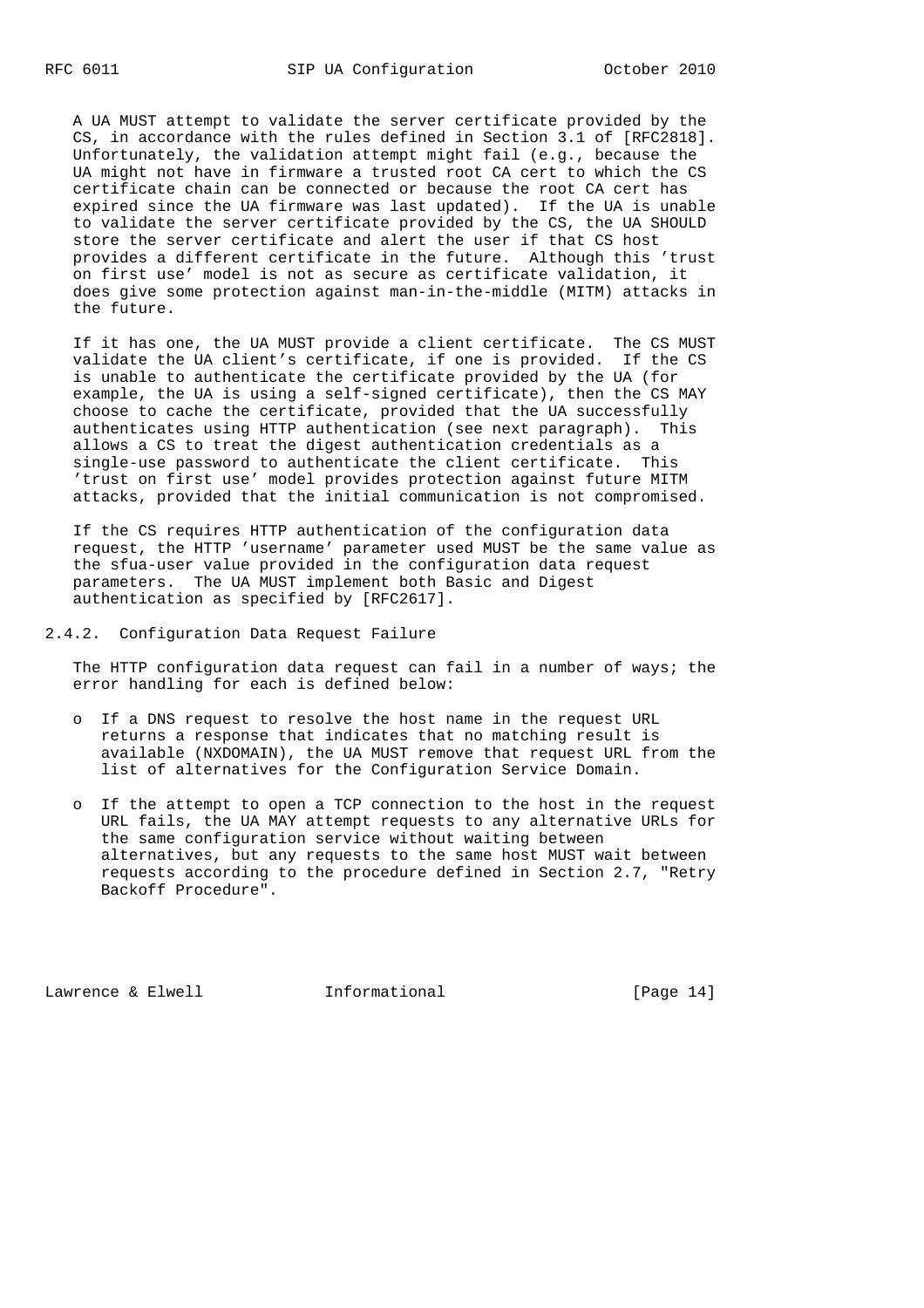A UA MUST attempt to validate the server certificate provided by the CS, in accordance with the rules defined in Section 3.1 of [RFC2818]. Unfortunately, the validation attempt might fail (e.g., because the UA might not have in firmware a trusted root CA cert to which the CS certificate chain can be connected or because the root CA cert has expired since the UA firmware was last updated). If the UA is unable to validate the server certificate provided by the CS, the UA SHOULD store the server certificate and alert the user if that CS host provides a different certificate in the future. Although this 'trust on first use' model is not as secure as certificate validation, it does give some protection against man-in-the-middle (MITM) attacks in the future.

If it has one, the UA MUST provide a client certificate. The CS MUST validate the UA client's certificate, if one is provided. If the CS is unable to authenticate the certificate provided by the UA (for example, the UA is using a self-signed certificate), then the CS MAY choose to cache the certificate, provided that the UA successfully authenticates using HTTP authentication (see next paragraph). This allows a CS to treat the digest authentication credentials as a single-use password to authenticate the client certificate. This 'trust on first use' model provides protection against future MITM attacks, provided that the initial communication is not compromised.

If the CS requires HTTP authentication of the configuration data request, the HTTP 'username' parameter used MUST be the same value as the sfua-user value provided in the configuration data request parameters. The UA MUST implement both Basic and Digest authentication as specified by [RFC2617].

### 2.4.2. Configuration Data Request Failure

The HTTP configuration data request can fail in a number of ways; the error handling for each is defined below:

- If a DNS request to resolve the host name in the request URL returns a response that indicates that no matching result is available (NXDOMAIN), the UA MUST remove that request URL from the list of alternatives for the Configuration Service Domain.
- If the attempt to open a TCP connection to the host in the request URL fails, the UA MAY attempt requests to any alternative URLs for the same configuration service without waiting between alternatives, but any requests to the same host MUST wait between requests according to the procedure defined in Section 2.7, "Retry Backoff Procedure".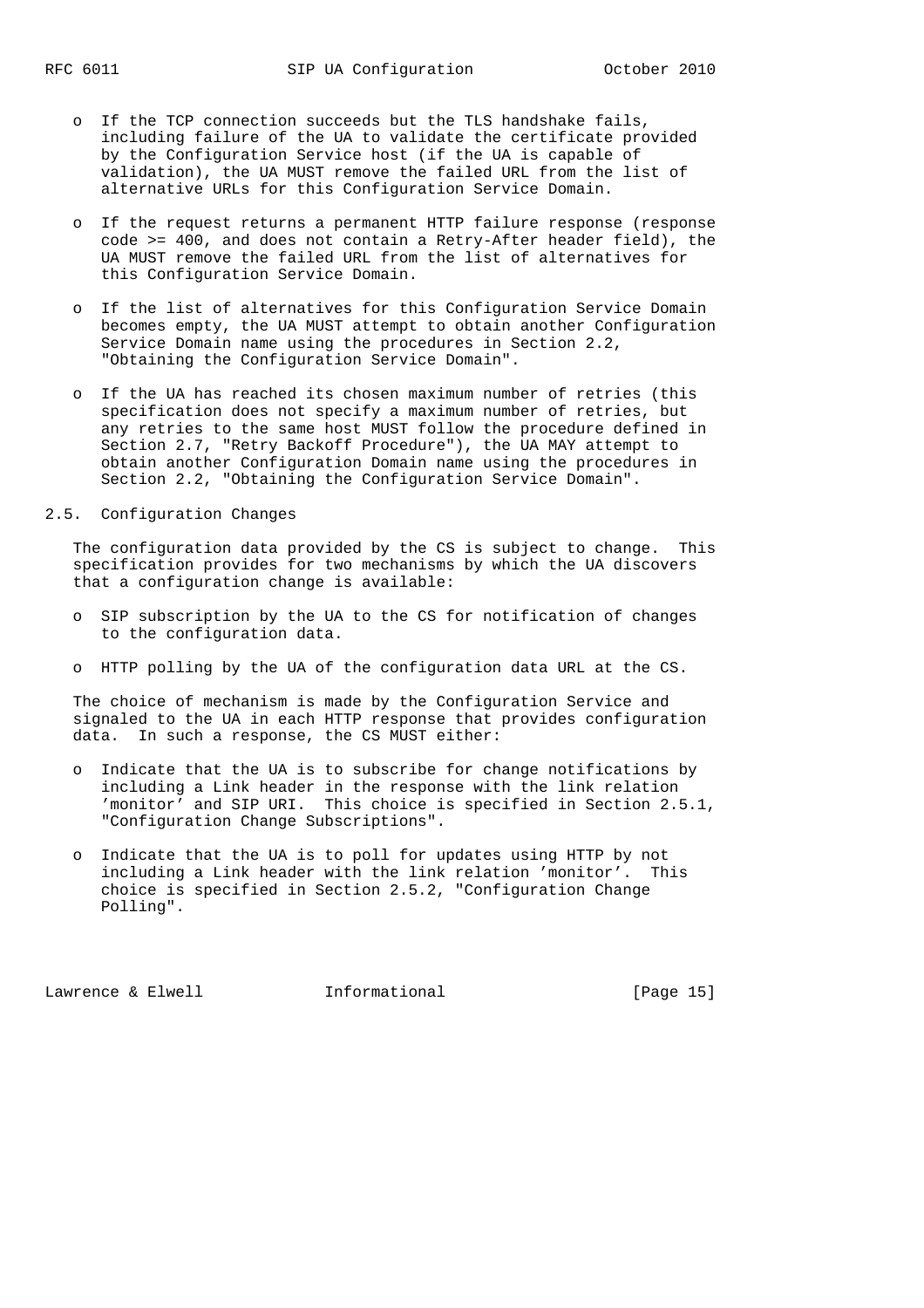- If the TCP connection succeeds but the TLS handshake fails, including failure of the UA to validate the certificate provided by the Configuration Service host (if the UA is capable of validation), the UA MUST remove the failed URL from the list of alternative URLs for this Configuration Service Domain.

- If the request returns a permanent HTTP failure response (response code >= 400, and does not contain a Retry-After header field), the UA MUST remove the failed URL from the list of alternatives for this Configuration Service Domain.

- If the list of alternatives for this Configuration Service Domain becomes empty, the UA MUST attempt to obtain another Configuration Service Domain name using the procedures in Section 2.2, "Obtaining the Configuration Service Domain".

- If the UA has reached its chosen maximum number of retries (this specification does not specify a maximum number of retries, but any retries to the same host MUST follow the procedure defined in Section 2.7, "Retry Backoff Procedure"), the UA MAY attempt to obtain another Configuration Domain name using the procedures in Section 2.2, "Obtaining the Configuration Service Domain".

## 2.5. Configuration Changes

The configuration data provided by the CS is subject to change. This specification provides for two mechanisms by which the UA discovers that a configuration change is available:

- SIP subscription by the UA to the CS for notification of changes to the configuration data.

- HTTP polling by the UA of the configuration data URL at the CS.

The choice of mechanism is made by the Configuration Service and signaled to the UA in each HTTP response that provides configuration data. In such a response, the CS MUST either:

- Indicate that the UA is to subscribe for change notifications by including a Link header in the response with the link relation 'monitor' and SIP URI. This choice is specified in Section 2.5.1, "Configuration Change Subscriptions".

- Indicate that the UA is to poll for updates using HTTP by not including a Link header with the link relation 'monitor'. This choice is specified in Section 2.5.2, "Configuration Change Polling".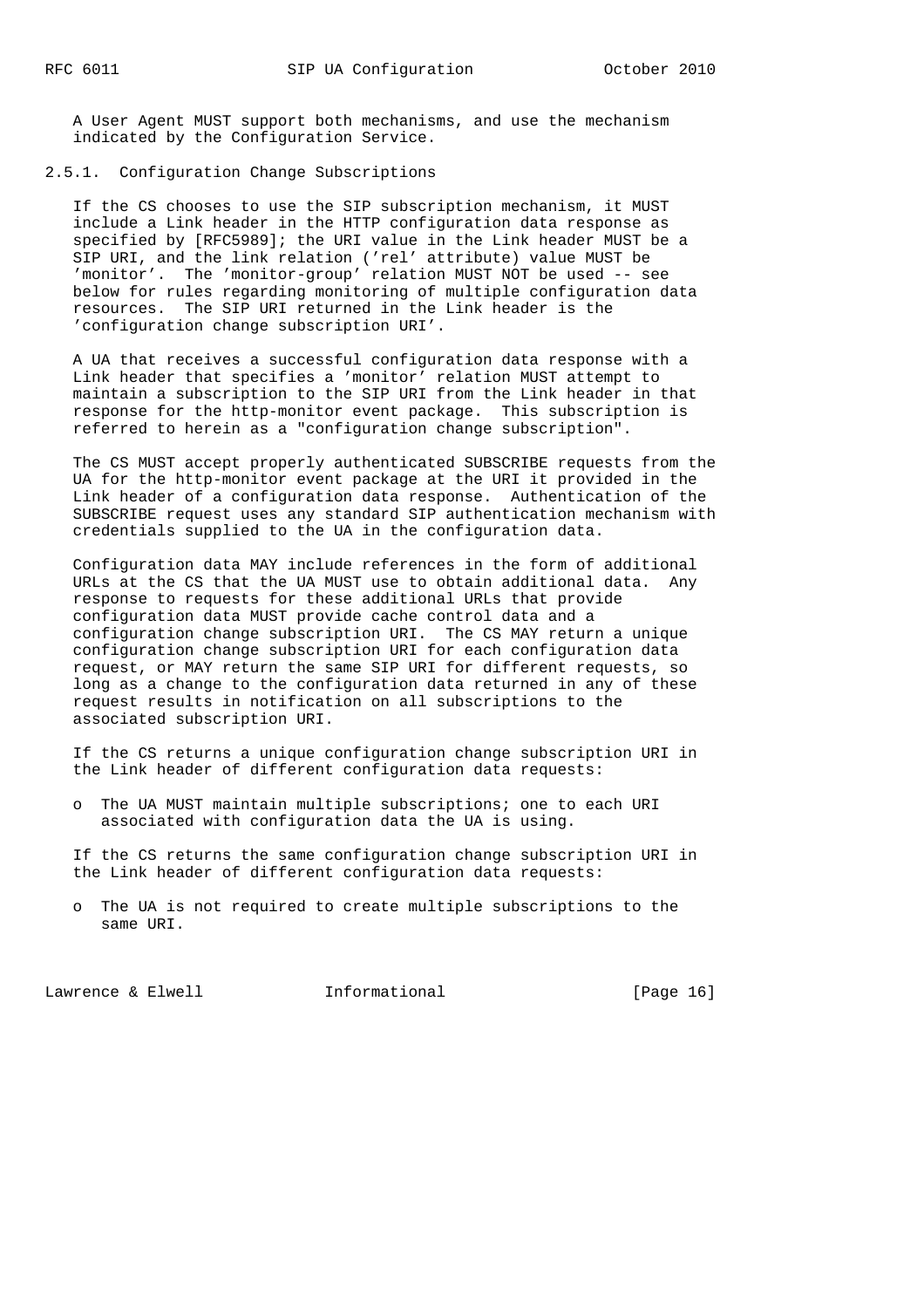A User Agent MUST support both mechanisms, and use the mechanism indicated by the Configuration Service.

### 2.5.1. Configuration Change Subscriptions

If the CS chooses to use the SIP subscription mechanism, it MUST include a Link header in the HTTP configuration data response as specified by [RFC5989]; the URI value in the Link header MUST be a SIP URI, and the link relation ('rel' attribute) value MUST be 'monitor'. The 'monitor-group' relation MUST NOT be used -- see below for rules regarding monitoring of multiple configuration data resources. The SIP URI returned in the Link header is the 'configuration change subscription URI'.

A UA that receives a successful configuration data response with a Link header that specifies a 'monitor' relation MUST attempt to maintain a subscription to the SIP URI from the Link header in that response for the http-monitor event package. This subscription is referred to herein as a "configuration change subscription".

The CS MUST accept properly authenticated SUBSCRIBE requests from the UA for the http-monitor event package at the URI it provided in the Link header of a configuration data response. Authentication of the SUBSCRIBE request uses any standard SIP authentication mechanism with credentials supplied to the UA in the configuration data.

Configuration data MAY include references in the form of additional URLs at the CS that the UA MUST use to obtain additional data. Any response to requests for these additional URLs that provide configuration data MUST provide cache control data and a configuration change subscription URI. The CS MAY return a unique configuration change subscription URI for each configuration data request, or MAY return the same SIP URI for different requests, so long as a change to the configuration data returned in any of these request results in notification on all subscriptions to the associated subscription URI.

If the CS returns a unique configuration change subscription URI in the Link header of different configuration data requests:

- The UA MUST maintain multiple subscriptions; one to each URI associated with configuration data the UA is using.

If the CS returns the same configuration change subscription URI in the Link header of different configuration data requests:

- The UA is not required to create multiple subscriptions to the same URI.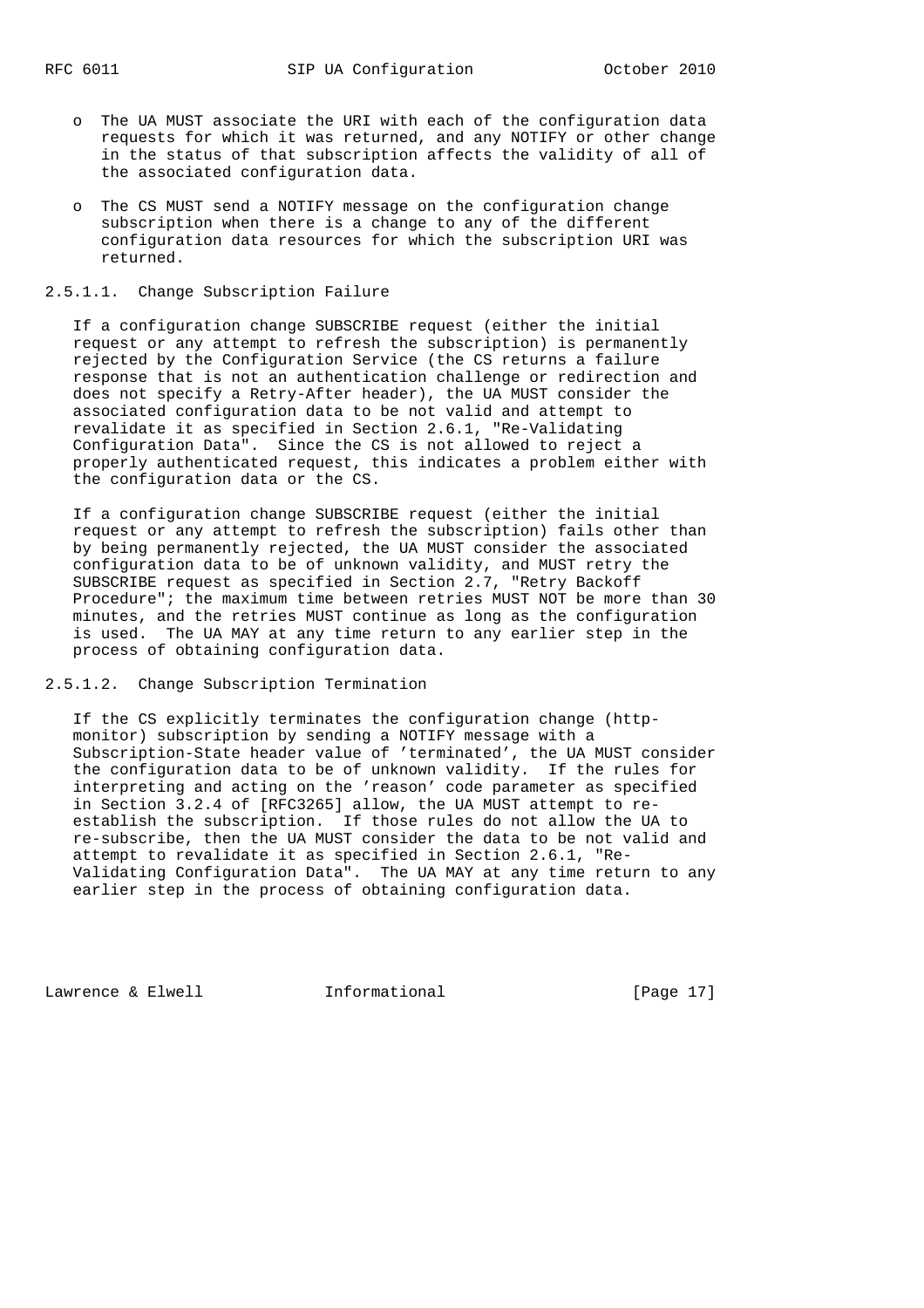- The UA MUST associate the URI with each of the configuration data requests for which it was returned, and any NOTIFY or other change in the status of that subscription affects the validity of all of the associated configuration data.

- The CS MUST send a NOTIFY message on the configuration change subscription when there is a change to any of the different configuration data resources for which the subscription URI was returned.

#### 2.5.1.1. Change Subscription Failure

If a configuration change SUBSCRIBE request (either the initial request or any attempt to refresh the subscription) is permanently rejected by the Configuration Service (the CS returns a failure response that is not an authentication challenge or redirection and does not specify a Retry-After header), the UA MUST consider the associated configuration data to be not valid and attempt to revalidate it as specified in Section 2.6.1, "Re-Validating Configuration Data". Since the CS is not allowed to reject a properly authenticated request, this indicates a problem either with the configuration data or the CS.

If a configuration change SUBSCRIBE request (either the initial request or any attempt to refresh the subscription) fails other than by being permanently rejected, the UA MUST consider the associated configuration data to be of unknown validity, and MUST retry the SUBSCRIBE request as specified in Section 2.7, "Retry Backoff Procedure"; the maximum time between retries MUST NOT be more than 30 minutes, and the retries MUST continue as long as the configuration is used. The UA MAY at any time return to any earlier step in the process of obtaining configuration data.

#### 2.5.1.2. Change Subscription Termination

If the CS explicitly terminates the configuration change (http-monitor) subscription by sending a NOTIFY message with a Subscription-State header value of 'terminated', the UA MUST consider the configuration data to be of unknown validity. If the rules for interpreting and acting on the 'reason' code parameter as specified in Section 3.2.4 of [RFC3265] allow, the UA MUST attempt to re-establish the subscription. If those rules do not allow the UA to re-subscribe, then the UA MUST consider the data to be not valid and attempt to revalidate it as specified in Section 2.6.1, "Re-Validating Configuration Data". The UA MAY at any time return to any earlier step in the process of obtaining configuration data.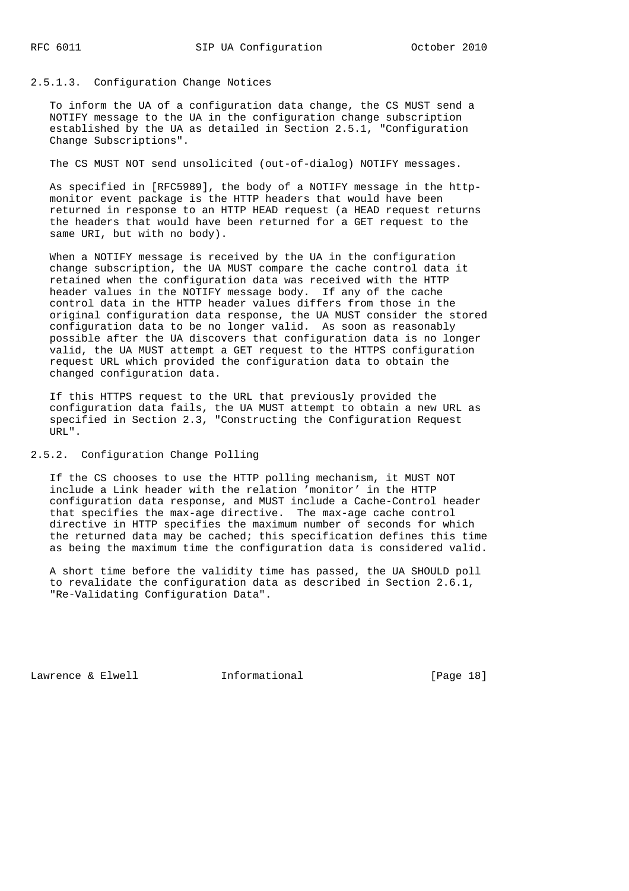#### 2.5.1.3. Configuration Change Notices

To inform the UA of a configuration data change, the CS MUST send a NOTIFY message to the UA in the configuration change subscription established by the UA as detailed in Section 2.5.1, "Configuration Change Subscriptions".

The CS MUST NOT send unsolicited (out-of-dialog) NOTIFY messages.

As specified in [RFC5989], the body of a NOTIFY message in the http-monitor event package is the HTTP headers that would have been returned in response to an HTTP HEAD request (a HEAD request returns the headers that would have been returned for a GET request to the same URI, but with no body).

When a NOTIFY message is received by the UA in the configuration change subscription, the UA MUST compare the cache control data it retained when the configuration data was received with the HTTP header values in the NOTIFY message body. If any of the cache control data in the HTTP header values differs from those in the original configuration data response, the UA MUST consider the stored configuration data to be no longer valid. As soon as reasonably possible after the UA discovers that configuration data is no longer valid, the UA MUST attempt a GET request to the HTTPS configuration request URL which provided the configuration data to obtain the changed configuration data.

If this HTTPS request to the URL that previously provided the configuration data fails, the UA MUST attempt to obtain a new URL as specified in Section 2.3, "Constructing the Configuration Request URL".

### 2.5.2. Configuration Change Polling

If the CS chooses to use the HTTP polling mechanism, it MUST NOT include a Link header with the relation 'monitor' in the HTTP configuration data response, and MUST include a Cache-Control header that specifies the max-age directive. The max-age cache control directive in HTTP specifies the maximum number of seconds for which the returned data may be cached; this specification defines this time as being the maximum time the configuration data is considered valid.

A short time before the validity time has passed, the UA SHOULD poll to revalidate the configuration data as described in Section 2.6.1, "Re-Validating Configuration Data".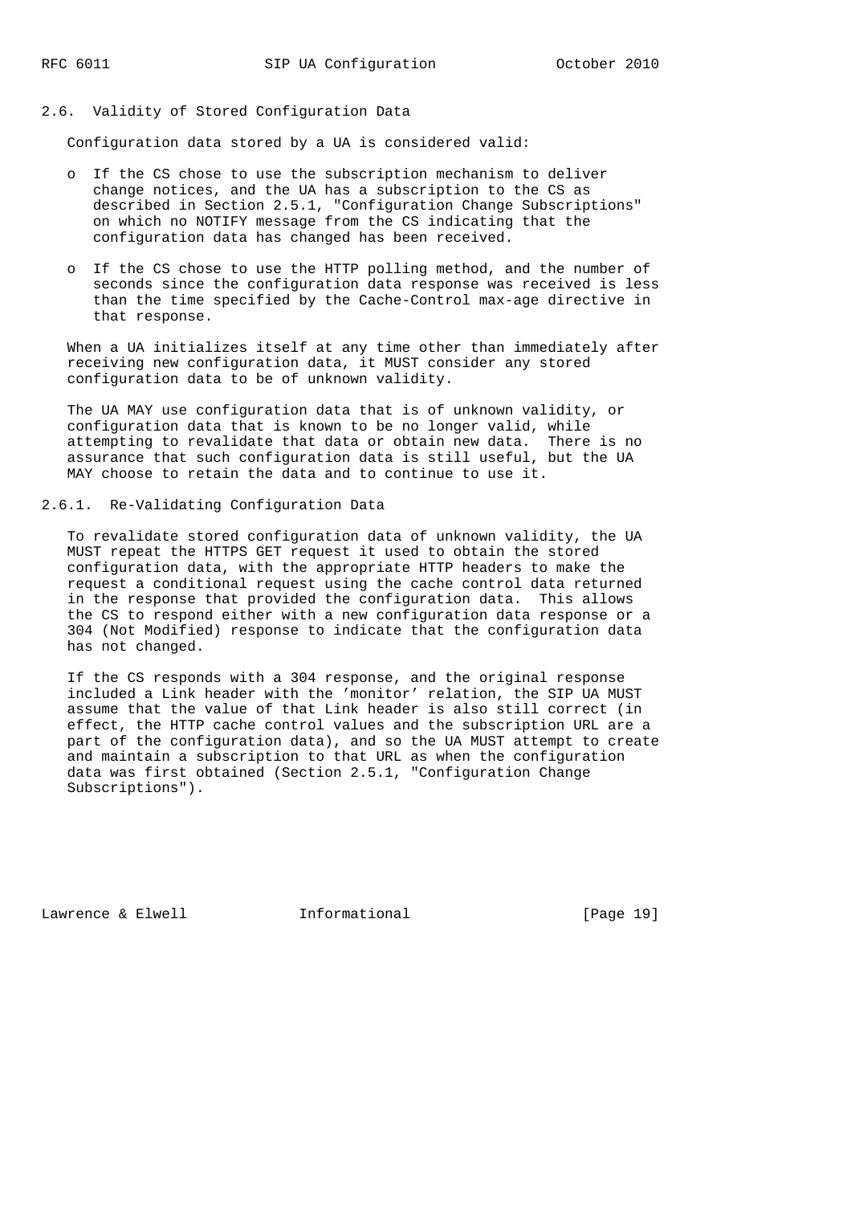### 2.6. Validity of Stored Configuration Data

Configuration data stored by a UA is considered valid:

- If the CS chose to use the subscription mechanism to deliver change notices, and the UA has a subscription to the CS as described in Section 2.5.1, "Configuration Change Subscriptions" on which no NOTIFY message from the CS indicating that the configuration data has changed has been received.
- If the CS chose to use the HTTP polling method, and the number of seconds since the configuration data response was received is less than the time specified by the Cache-Control max-age directive in that response.

When a UA initializes itself at any time other than immediately after receiving new configuration data, it MUST consider any stored configuration data to be of unknown validity.

The UA MAY use configuration data that is of unknown validity, or configuration data that is known to be no longer valid, while attempting to revalidate that data or obtain new data. There is no assurance that such configuration data is still useful, but the UA MAY choose to retain the data and to continue to use it.

#### 2.6.1. Re-Validating Configuration Data

To revalidate stored configuration data of unknown validity, the UA MUST repeat the HTTPS GET request it used to obtain the stored configuration data, with the appropriate HTTP headers to make the request a conditional request using the cache control data returned in the response that provided the configuration data. This allows the CS to respond either with a new configuration data response or a 304 (Not Modified) response to indicate that the configuration data has not changed.

If the CS responds with a 304 response, and the original response included a Link header with the 'monitor' relation, the SIP UA MUST assume that the value of that Link header is also still correct (in effect, the HTTP cache control values and the subscription URL are a part of the configuration data), and so the UA MUST attempt to create and maintain a subscription to that URL as when the configuration data was first obtained (Section 2.5.1, "Configuration Change Subscriptions").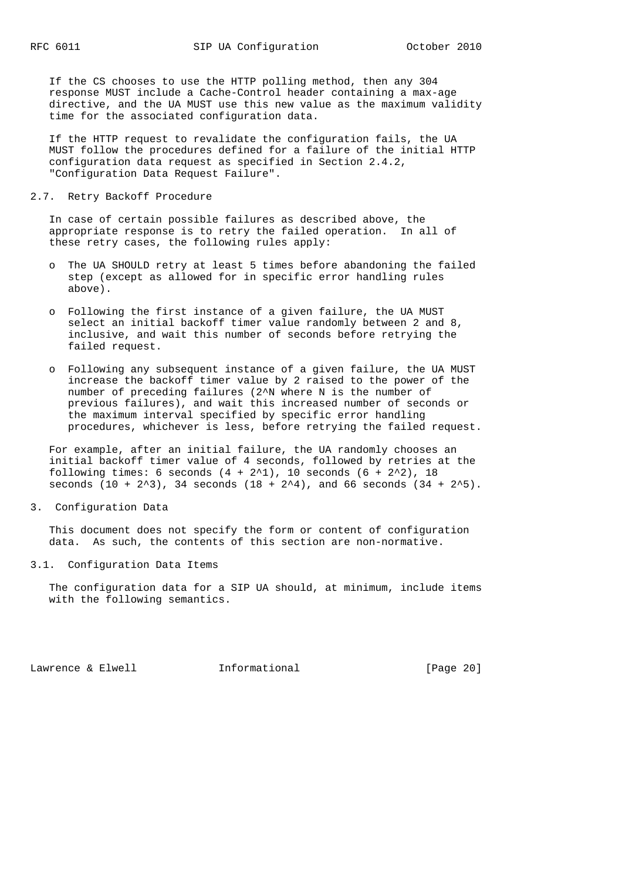If the CS chooses to use the HTTP polling method, then any 304 response MUST include a Cache-Control header containing a max-age directive, and the UA MUST use this new value as the maximum validity time for the associated configuration data.

If the HTTP request to revalidate the configuration fails, the UA MUST follow the procedures defined for a failure of the initial HTTP configuration data request as specified in Section 2.4.2, "Configuration Data Request Failure".

## 2.7. Retry Backoff Procedure

In case of certain possible failures as described above, the appropriate response is to retry the failed operation. In all of these retry cases, the following rules apply:

- The UA SHOULD retry at least 5 times before abandoning the failed step (except as allowed for in specific error handling rules above).
- Following the first instance of a given failure, the UA MUST select an initial backoff timer value randomly between 2 and 8, inclusive, and wait this number of seconds before retrying the failed request.
- Following any subsequent instance of a given failure, the UA MUST increase the backoff timer value by 2 raised to the power of the number of preceding failures ($2^N$ where N is the number of previous failures), and wait this increased number of seconds or the maximum interval specified by specific error handling procedures, whichever is less, before retrying the failed request.

For example, after an initial failure, the UA randomly chooses an initial backoff timer value of 4 seconds, followed by retries at the following times: 6 seconds ($4 + 2^1$), 10 seconds ($6 + 2^2$), 18 seconds ($10 + 2^3$), 34 seconds ($18 + 2^4$), and 66 seconds ($34 + 2^5$).

# 3. Configuration Data

This document does not specify the form or content of configuration data. As such, the contents of this section are non-normative.

## 3.1. Configuration Data Items

The configuration data for a SIP UA should, at minimum, include items with the following semantics.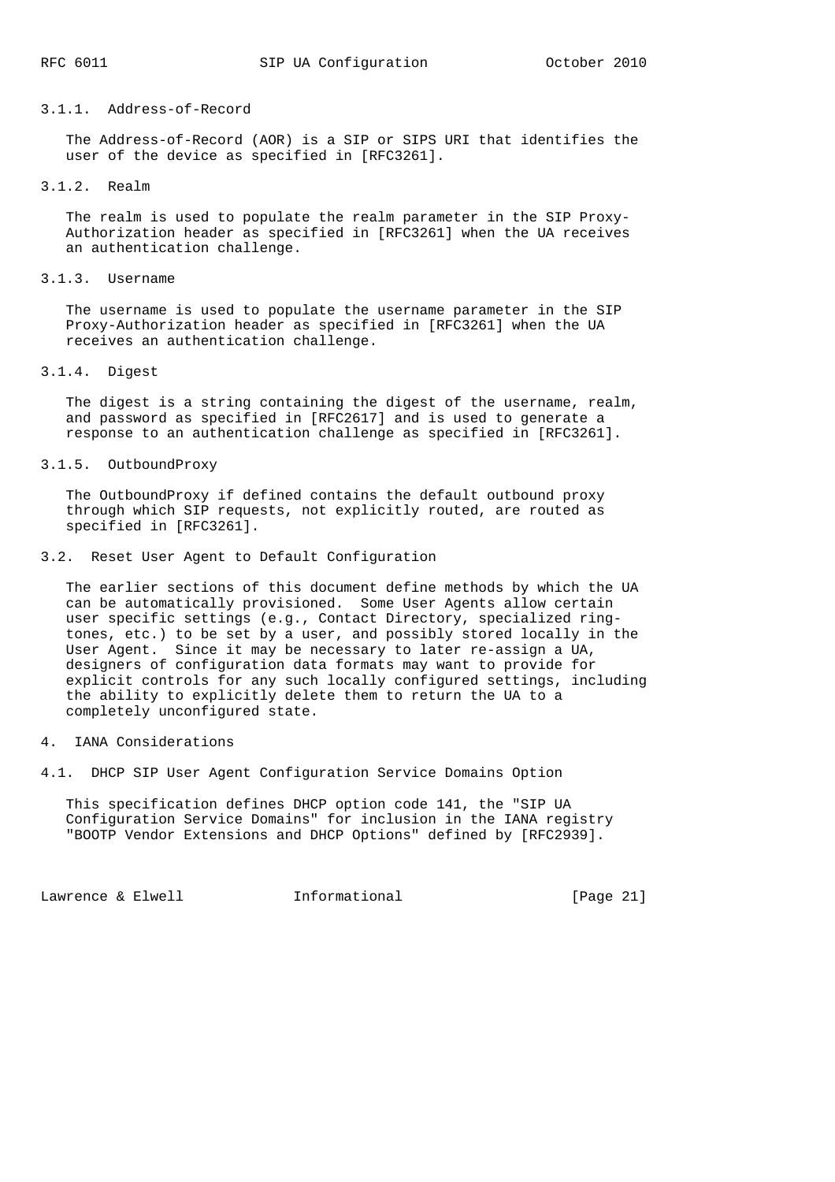#### 3.1.1. Address-of-Record

The Address-of-Record (AOR) is a SIP or SIPS URI that identifies the user of the device as specified in [RFC3261].

#### 3.1.2. Realm

The realm is used to populate the realm parameter in the SIP Proxy-Authorization header as specified in [RFC3261] when the UA receives an authentication challenge.

#### 3.1.3. Username

The username is used to populate the username parameter in the SIP Proxy-Authorization header as specified in [RFC3261] when the UA receives an authentication challenge.

#### 3.1.4. Digest

The digest is a string containing the digest of the username, realm, and password as specified in [RFC2617] and is used to generate a response to an authentication challenge as specified in [RFC3261].

#### 3.1.5. OutboundProxy

The OutboundProxy if defined contains the default outbound proxy through which SIP requests, not explicitly routed, are routed as specified in [RFC3261].

### 3.2. Reset User Agent to Default Configuration

The earlier sections of this document define methods by which the UA can be automatically provisioned. Some User Agents allow certain user specific settings (e.g., Contact Directory, specialized ring-tones, etc.) to be set by a user, and possibly stored locally in the User Agent. Since it may be necessary to later re-assign a UA, designers of configuration data formats may want to provide for explicit controls for any such locally configured settings, including the ability to explicitly delete them to return the UA to a completely unconfigured state.

## 4. IANA Considerations

### 4.1. DHCP SIP User Agent Configuration Service Domains Option

This specification defines DHCP option code 141, the "SIP UA Configuration Service Domains" for inclusion in the IANA registry "BOOTP Vendor Extensions and DHCP Options" defined by [RFC2939].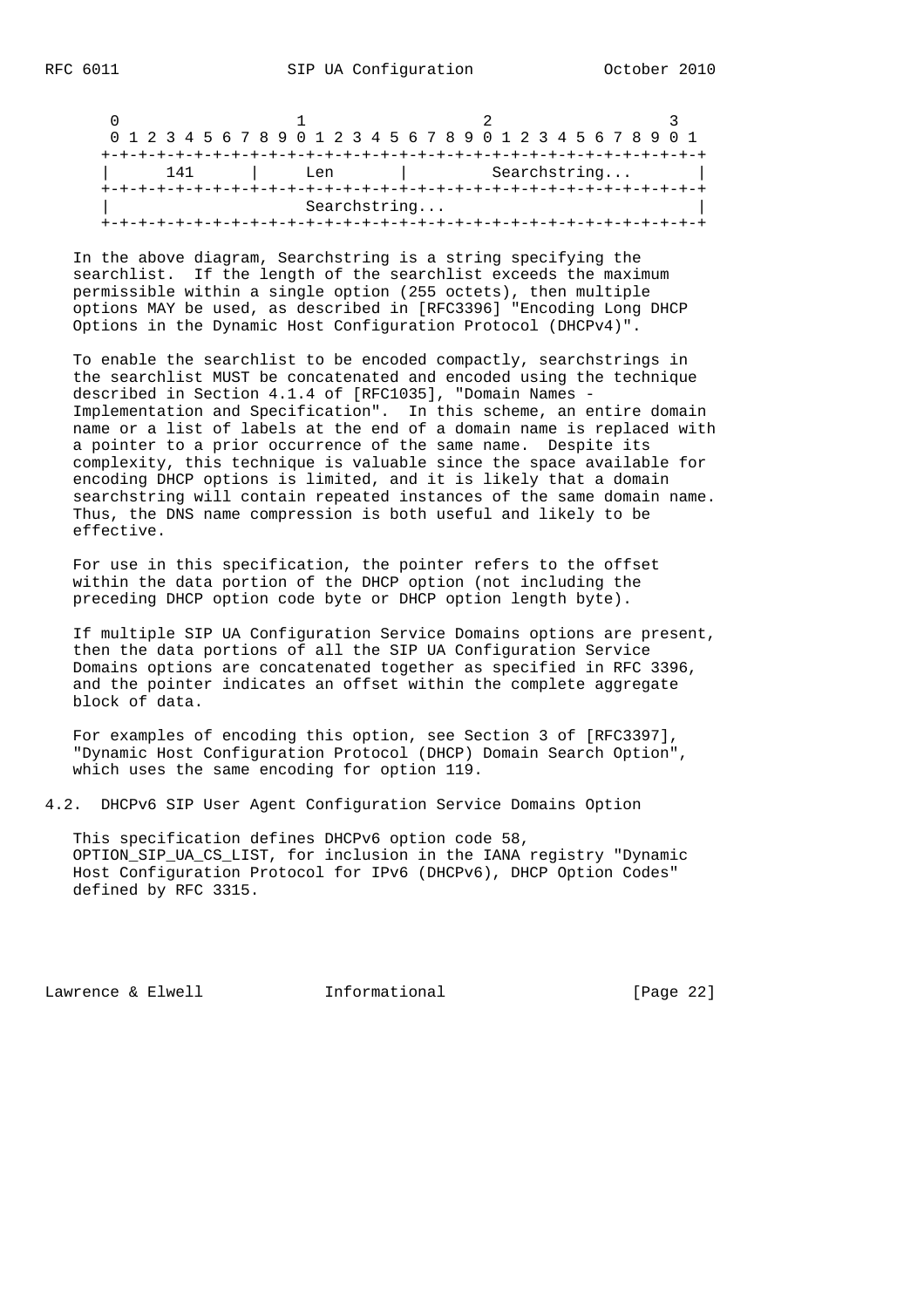```
 0                   1                   2                   3
 0 1 2 3 4 5 6 7 8 9 0 1 2 3 4 5 6 7 8 9 0 1 2 3 4 5 6 7 8 9 0 1
+-+-+-+-+-+-+-+-+-+-+-+-+-+-+-+-+-+-+-+-+-+-+-+-+-+-+-+-+-+-+-+-+
|      141      |     Len       |         Searchstring...       |
+-+-+-+-+-+-+-+-+-+-+-+-+-+-+-+-+-+-+-+-+-+-+-+-+-+-+-+-+-+-+-+-+
|                        Searchstring...                        |
+-+-+-+-+-+-+-+-+-+-+-+-+-+-+-+-+-+-+-+-+-+-+-+-+-+-+-+-+-+-+-+-+
```

In the above diagram, Searchstring is a string specifying the searchlist. If the length of the searchlist exceeds the maximum permissible within a single option (255 octets), then multiple options MAY be used, as described in [RFC3396] "Encoding Long DHCP Options in the Dynamic Host Configuration Protocol (DHCPv4)".

To enable the searchlist to be encoded compactly, searchstrings in the searchlist MUST be concatenated and encoded using the technique described in Section 4.1.4 of [RFC1035], "Domain Names - Implementation and Specification". In this scheme, an entire domain name or a list of labels at the end of a domain name is replaced with a pointer to a prior occurrence of the same name. Despite its complexity, this technique is valuable since the space available for encoding DHCP options is limited, and it is likely that a domain searchstring will contain repeated instances of the same domain name. Thus, the DNS name compression is both useful and likely to be effective.

For use in this specification, the pointer refers to the offset within the data portion of the DHCP option (not including the preceding DHCP option code byte or DHCP option length byte).

If multiple SIP UA Configuration Service Domains options are present, then the data portions of all the SIP UA Configuration Service Domains options are concatenated together as specified in RFC 3396, and the pointer indicates an offset within the complete aggregate block of data.

For examples of encoding this option, see Section 3 of [RFC3397], "Dynamic Host Configuration Protocol (DHCP) Domain Search Option", which uses the same encoding for option 119.

## 4.2. DHCPv6 SIP User Agent Configuration Service Domains Option

This specification defines DHCPv6 option code 58, OPTION_SIP_UA_CS_LIST, for inclusion in the IANA registry "Dynamic Host Configuration Protocol for IPv6 (DHCPv6), DHCP Option Codes" defined by RFC 3315.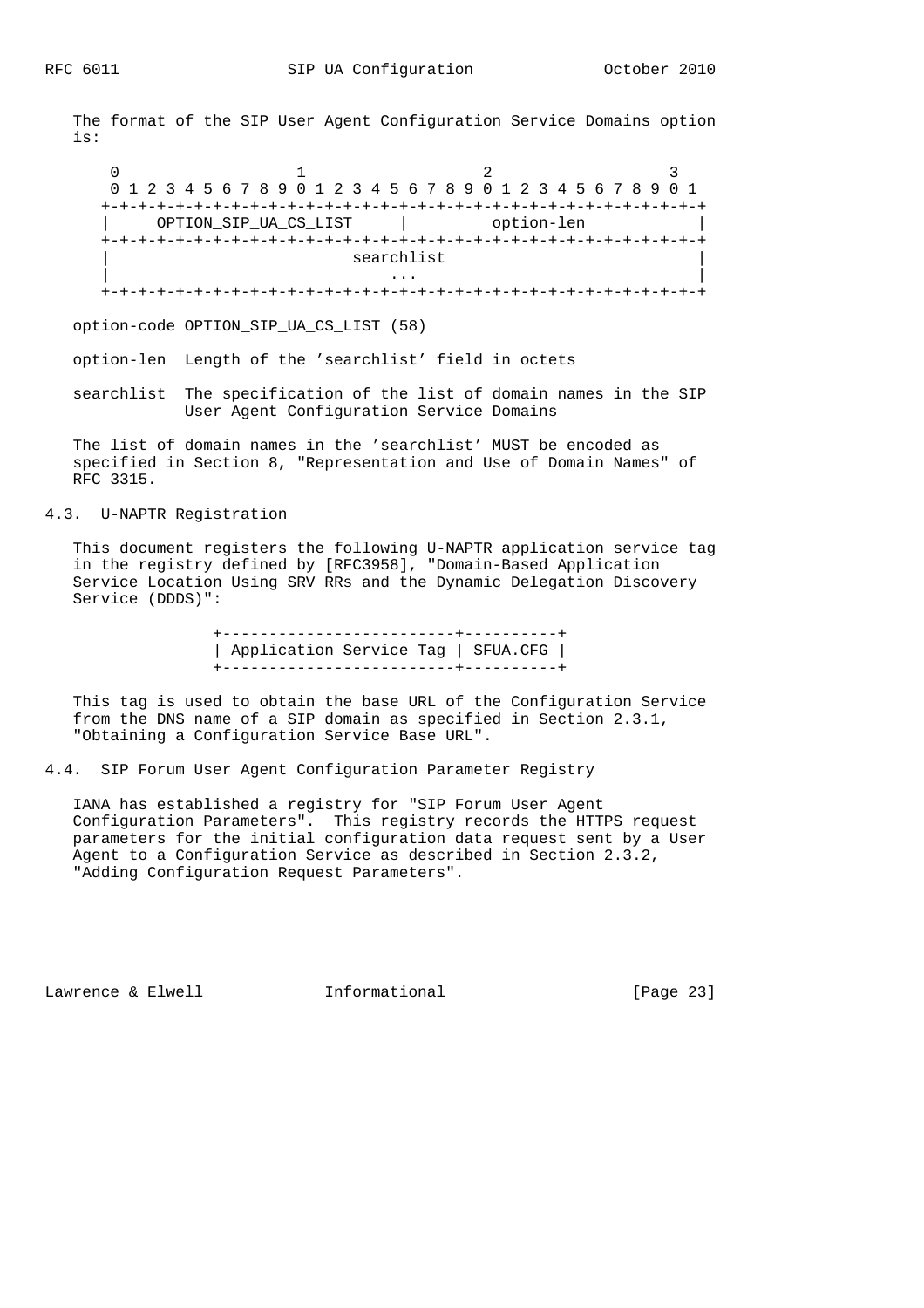The format of the SIP User Agent Configuration Service Domains option is:

```
 0                   1                   2                   3
 0 1 2 3 4 5 6 7 8 9 0 1 2 3 4 5 6 7 8 9 0 1 2 3 4 5 6 7 8 9 0 1
+-+-+-+-+-+-+-+-+-+-+-+-+-+-+-+-+-+-+-+-+-+-+-+-+-+-+-+-+-+-+-+-+
|     OPTION_SIP_UA_CS_LIST     |         option-len            |
+-+-+-+-+-+-+-+-+-+-+-+-+-+-+-+-+-+-+-+-+-+-+-+-+-+-+-+-+-+-+-+-+
|                          searchlist                           |
|                              ...                              |
+-+-+-+-+-+-+-+-+-+-+-+-+-+-+-+-+-+-+-+-+-+-+-+-+-+-+-+-+-+-+-+-+
```

option-code OPTION_SIP_UA_CS_LIST (58)

option-len  Length of the 'searchlist' field in octets

searchlist  The specification of the list of domain names in the SIP User Agent Configuration Service Domains

The list of domain names in the 'searchlist' MUST be encoded as specified in Section 8, "Representation and Use of Domain Names" of RFC 3315.

## 4.3. U-NAPTR Registration

This document registers the following U-NAPTR application service tag in the registry defined by [RFC3958], "Domain-Based Application Service Location Using SRV RRs and the Dynamic Delegation Discovery Service (DDDS)":

| Application Service Tag | SFUA.CFG |
|---|---|

This tag is used to obtain the base URL of the Configuration Service from the DNS name of a SIP domain as specified in Section 2.3.1, "Obtaining a Configuration Service Base URL".

## 4.4. SIP Forum User Agent Configuration Parameter Registry

IANA has established a registry for "SIP Forum User Agent Configuration Parameters". This registry records the HTTPS request parameters for the initial configuration data request sent by a User Agent to a Configuration Service as described in Section 2.3.2, "Adding Configuration Request Parameters".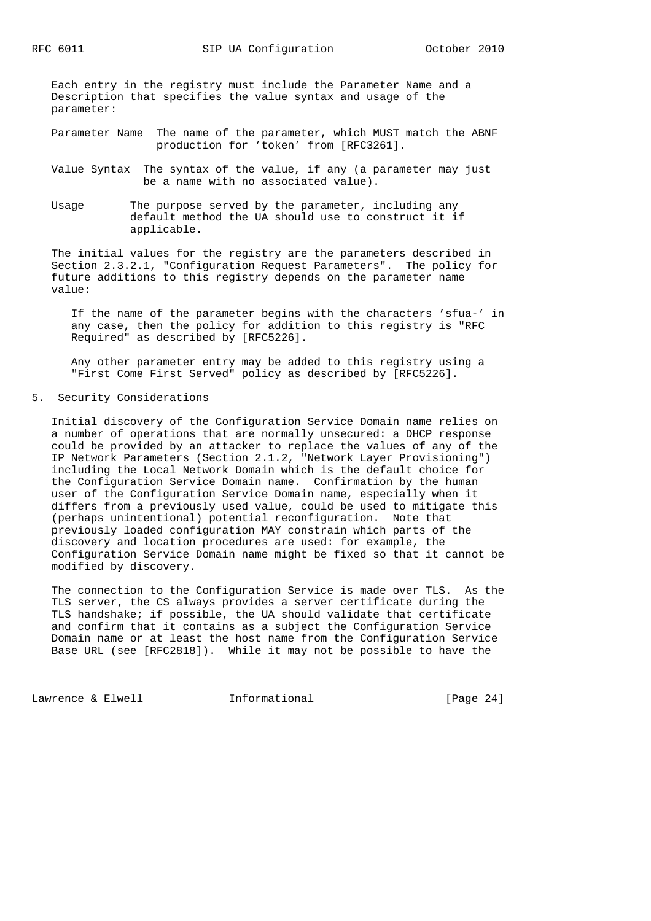Each entry in the registry must include the Parameter Name and a Description that specifies the value syntax and usage of the parameter:

Parameter Name
: The name of the parameter, which MUST match the ABNF production for 'token' from [RFC3261].

Value Syntax
: The syntax of the value, if any (a parameter may just be a name with no associated value).

Usage
: The purpose served by the parameter, including any default method the UA should use to construct it if applicable.

The initial values for the registry are the parameters described in Section 2.3.2.1, "Configuration Request Parameters". The policy for future additions to this registry depends on the parameter name value:

> If the name of the parameter begins with the characters 'sfua-' in any case, then the policy for addition to this registry is "RFC Required" as described by [RFC5226].
>
> Any other parameter entry may be added to this registry using a "First Come First Served" policy as described by [RFC5226].

## 5. Security Considerations

Initial discovery of the Configuration Service Domain name relies on a number of operations that are normally unsecured: a DHCP response could be provided by an attacker to replace the values of any of the IP Network Parameters (Section 2.1.2, "Network Layer Provisioning") including the Local Network Domain which is the default choice for the Configuration Service Domain name. Confirmation by the human user of the Configuration Service Domain name, especially when it differs from a previously used value, could be used to mitigate this (perhaps unintentional) potential reconfiguration. Note that previously loaded configuration MAY constrain which parts of the discovery and location procedures are used: for example, the Configuration Service Domain name might be fixed so that it cannot be modified by discovery.

The connection to the Configuration Service is made over TLS. As the TLS server, the CS always provides a server certificate during the TLS handshake; if possible, the UA should validate that certificate and confirm that it contains as a subject the Configuration Service Domain name or at least the host name from the Configuration Service Base URL (see [RFC2818]). While it may not be possible to have the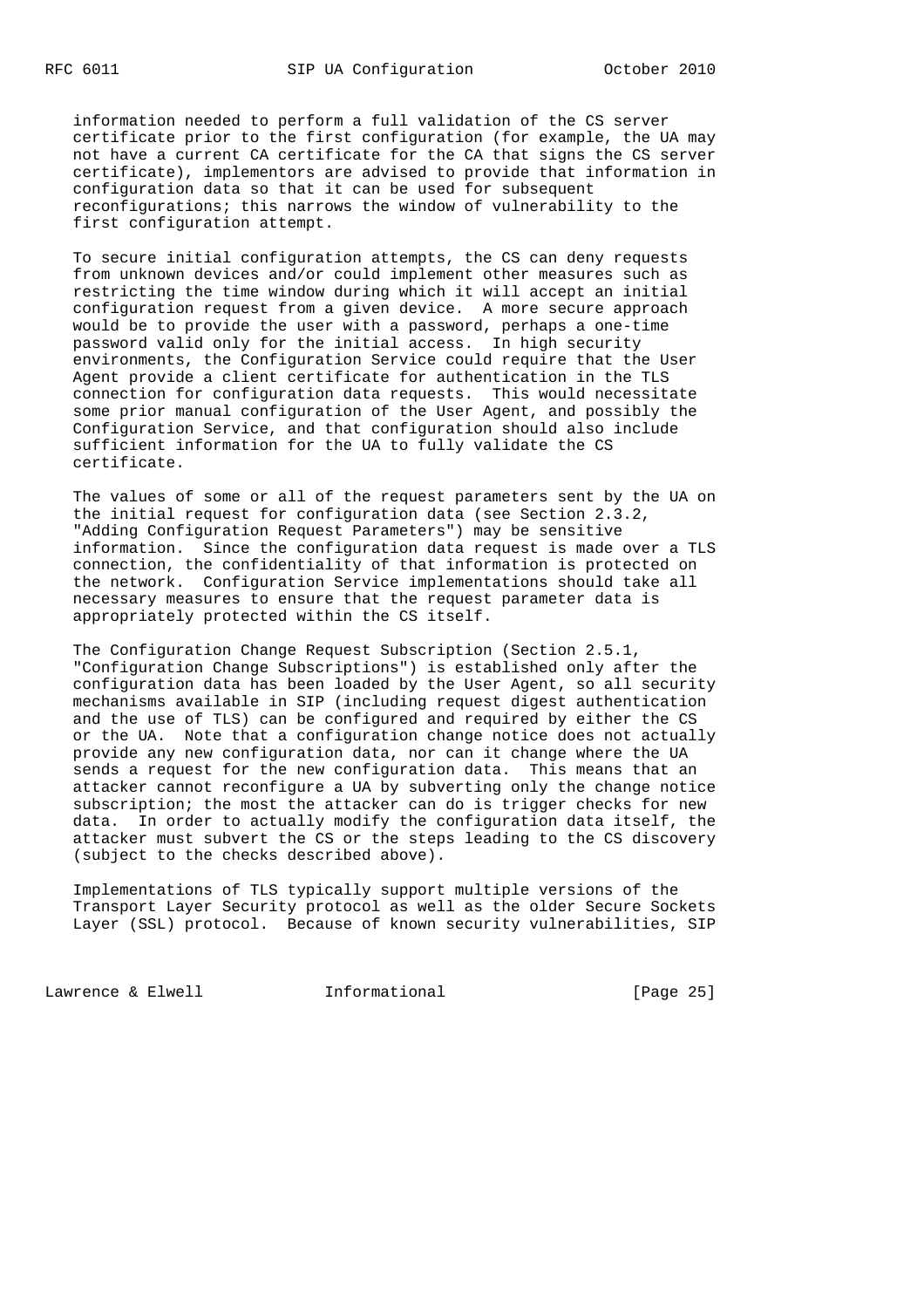information needed to perform a full validation of the CS server certificate prior to the first configuration (for example, the UA may not have a current CA certificate for the CA that signs the CS server certificate), implementors are advised to provide that information in configuration data so that it can be used for subsequent reconfigurations; this narrows the window of vulnerability to the first configuration attempt.

To secure initial configuration attempts, the CS can deny requests from unknown devices and/or could implement other measures such as restricting the time window during which it will accept an initial configuration request from a given device. A more secure approach would be to provide the user with a password, perhaps a one-time password valid only for the initial access. In high security environments, the Configuration Service could require that the User Agent provide a client certificate for authentication in the TLS connection for configuration data requests. This would necessitate some prior manual configuration of the User Agent, and possibly the Configuration Service, and that configuration should also include sufficient information for the UA to fully validate the CS certificate.

The values of some or all of the request parameters sent by the UA on the initial request for configuration data (see Section 2.3.2, "Adding Configuration Request Parameters") may be sensitive information. Since the configuration data request is made over a TLS connection, the confidentiality of that information is protected on the network. Configuration Service implementations should take all necessary measures to ensure that the request parameter data is appropriately protected within the CS itself.

The Configuration Change Request Subscription (Section 2.5.1, "Configuration Change Subscriptions") is established only after the configuration data has been loaded by the User Agent, so all security mechanisms available in SIP (including request digest authentication and the use of TLS) can be configured and required by either the CS or the UA. Note that a configuration change notice does not actually provide any new configuration data, nor can it change where the UA sends a request for the new configuration data. This means that an attacker cannot reconfigure a UA by subverting only the change notice subscription; the most the attacker can do is trigger checks for new data. In order to actually modify the configuration data itself, the attacker must subvert the CS or the steps leading to the CS discovery (subject to the checks described above).

Implementations of TLS typically support multiple versions of the Transport Layer Security protocol as well as the older Secure Sockets Layer (SSL) protocol. Because of known security vulnerabilities, SIP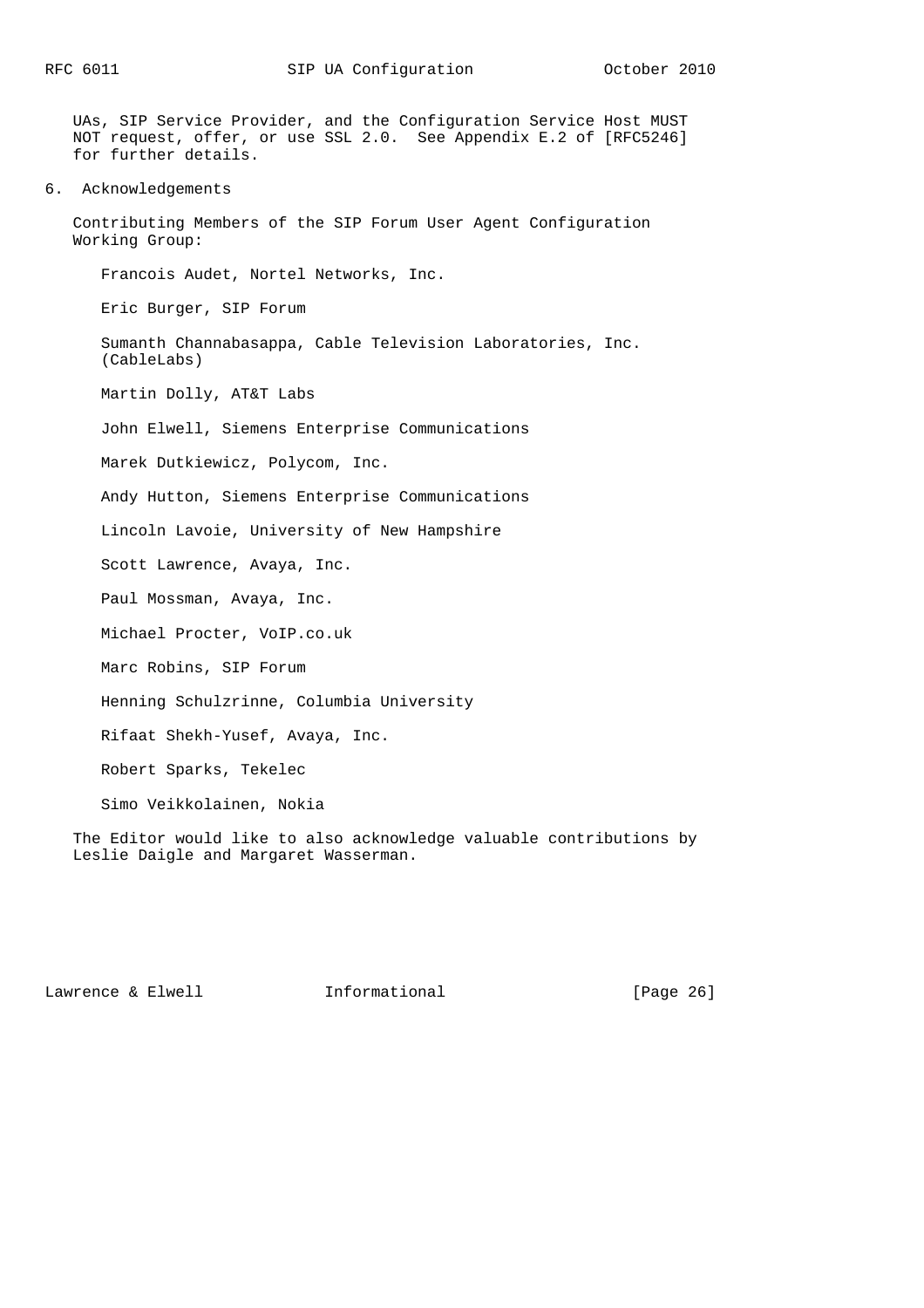UAs, SIP Service Provider, and the Configuration Service Host MUST NOT request, offer, or use SSL 2.0. See Appendix E.2 of [RFC5246] for further details.

## 6. Acknowledgements

Contributing Members of the SIP Forum User Agent Configuration Working Group:

Francois Audet, Nortel Networks, Inc.

Eric Burger, SIP Forum

Sumanth Channabasappa, Cable Television Laboratories, Inc. (CableLabs)

Martin Dolly, AT&T Labs

John Elwell, Siemens Enterprise Communications

Marek Dutkiewicz, Polycom, Inc.

Andy Hutton, Siemens Enterprise Communications

Lincoln Lavoie, University of New Hampshire

Scott Lawrence, Avaya, Inc.

Paul Mossman, Avaya, Inc.

Michael Procter, VoIP.co.uk

Marc Robins, SIP Forum

Henning Schulzrinne, Columbia University

Rifaat Shekh-Yusef, Avaya, Inc.

Robert Sparks, Tekelec

Simo Veikkolainen, Nokia

The Editor would like to also acknowledge valuable contributions by Leslie Daigle and Margaret Wasserman.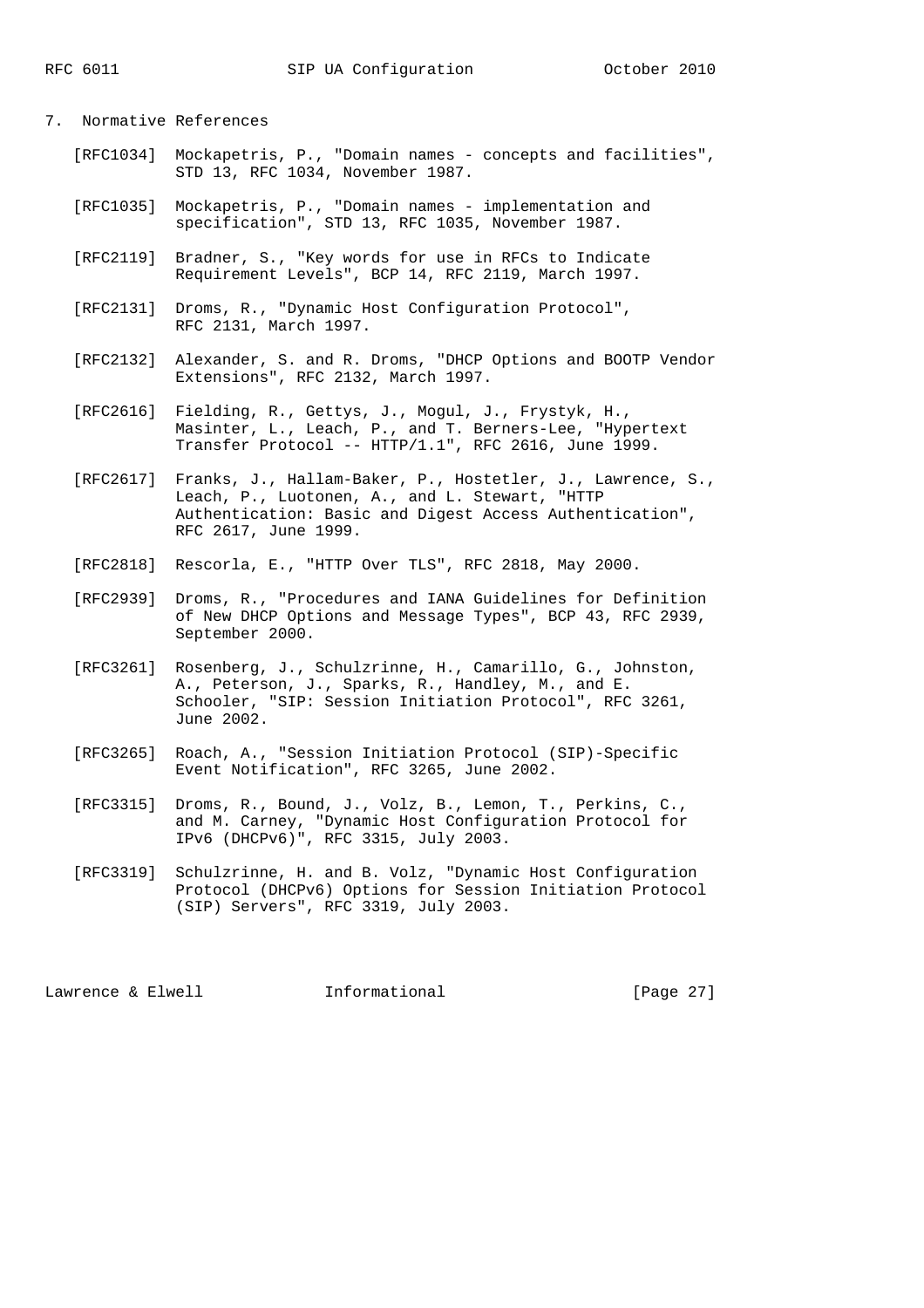## 7. Normative References

[RFC1034] Mockapetris, P., "Domain names - concepts and facilities", STD 13, RFC 1034, November 1987.

[RFC1035] Mockapetris, P., "Domain names - implementation and specification", STD 13, RFC 1035, November 1987.

[RFC2119] Bradner, S., "Key words for use in RFCs to Indicate Requirement Levels", BCP 14, RFC 2119, March 1997.

[RFC2131] Droms, R., "Dynamic Host Configuration Protocol", RFC 2131, March 1997.

[RFC2132] Alexander, S. and R. Droms, "DHCP Options and BOOTP Vendor Extensions", RFC 2132, March 1997.

[RFC2616] Fielding, R., Gettys, J., Mogul, J., Frystyk, H., Masinter, L., Leach, P., and T. Berners-Lee, "Hypertext Transfer Protocol -- HTTP/1.1", RFC 2616, June 1999.

[RFC2617] Franks, J., Hallam-Baker, P., Hostetler, J., Lawrence, S., Leach, P., Luotonen, A., and L. Stewart, "HTTP Authentication: Basic and Digest Access Authentication", RFC 2617, June 1999.

[RFC2818] Rescorla, E., "HTTP Over TLS", RFC 2818, May 2000.

[RFC2939] Droms, R., "Procedures and IANA Guidelines for Definition of New DHCP Options and Message Types", BCP 43, RFC 2939, September 2000.

[RFC3261] Rosenberg, J., Schulzrinne, H., Camarillo, G., Johnston, A., Peterson, J., Sparks, R., Handley, M., and E. Schooler, "SIP: Session Initiation Protocol", RFC 3261, June 2002.

[RFC3265] Roach, A., "Session Initiation Protocol (SIP)-Specific Event Notification", RFC 3265, June 2002.

[RFC3315] Droms, R., Bound, J., Volz, B., Lemon, T., Perkins, C., and M. Carney, "Dynamic Host Configuration Protocol for IPv6 (DHCPv6)", RFC 3315, July 2003.

[RFC3319] Schulzrinne, H. and B. Volz, "Dynamic Host Configuration Protocol (DHCPv6) Options for Session Initiation Protocol (SIP) Servers", RFC 3319, July 2003.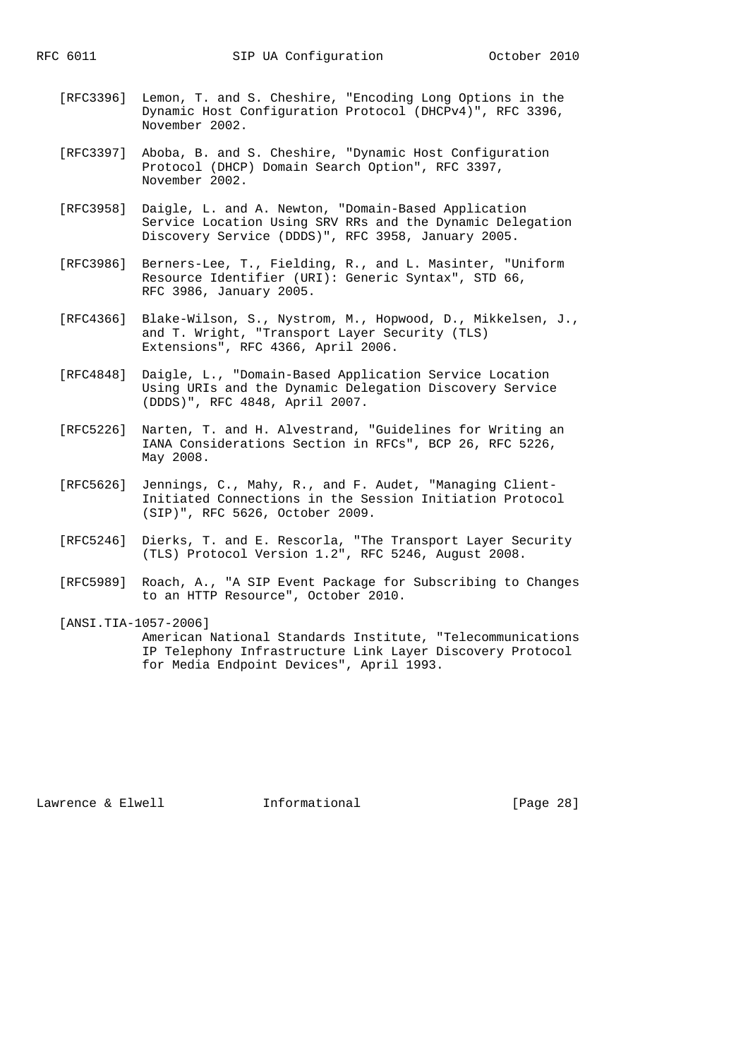[RFC3396] Lemon, T. and S. Cheshire, "Encoding Long Options in the Dynamic Host Configuration Protocol (DHCPv4)", RFC 3396, November 2002.

[RFC3397] Aboba, B. and S. Cheshire, "Dynamic Host Configuration Protocol (DHCP) Domain Search Option", RFC 3397, November 2002.

[RFC3958] Daigle, L. and A. Newton, "Domain-Based Application Service Location Using SRV RRs and the Dynamic Delegation Discovery Service (DDDS)", RFC 3958, January 2005.

[RFC3986] Berners-Lee, T., Fielding, R., and L. Masinter, "Uniform Resource Identifier (URI): Generic Syntax", STD 66, RFC 3986, January 2005.

[RFC4366] Blake-Wilson, S., Nystrom, M., Hopwood, D., Mikkelsen, J., and T. Wright, "Transport Layer Security (TLS) Extensions", RFC 4366, April 2006.

[RFC4848] Daigle, L., "Domain-Based Application Service Location Using URIs and the Dynamic Delegation Discovery Service (DDDS)", RFC 4848, April 2007.

[RFC5226] Narten, T. and H. Alvestrand, "Guidelines for Writing an IANA Considerations Section in RFCs", BCP 26, RFC 5226, May 2008.

[RFC5626] Jennings, C., Mahy, R., and F. Audet, "Managing Client-Initiated Connections in the Session Initiation Protocol (SIP)", RFC 5626, October 2009.

[RFC5246] Dierks, T. and E. Rescorla, "The Transport Layer Security (TLS) Protocol Version 1.2", RFC 5246, August 2008.

[RFC5989] Roach, A., "A SIP Event Package for Subscribing to Changes to an HTTP Resource", October 2010.

[ANSI.TIA-1057-2006]
American National Standards Institute, "Telecommunications IP Telephony Infrastructure Link Layer Discovery Protocol for Media Endpoint Devices", April 1993.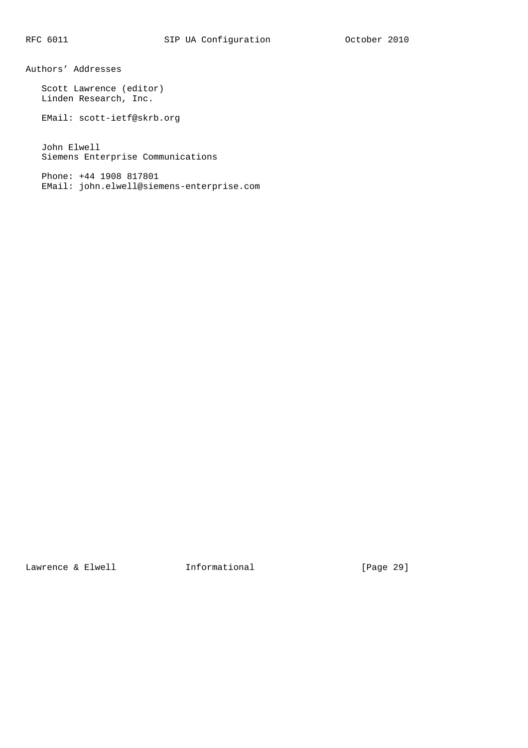# Authors' Addresses

Scott Lawrence (editor)
Linden Research, Inc.

EMail: scott-ietf@skrb.org

John Elwell
Siemens Enterprise Communications

Phone: +44 1908 817801
EMail: john.elwell@siemens-enterprise.com